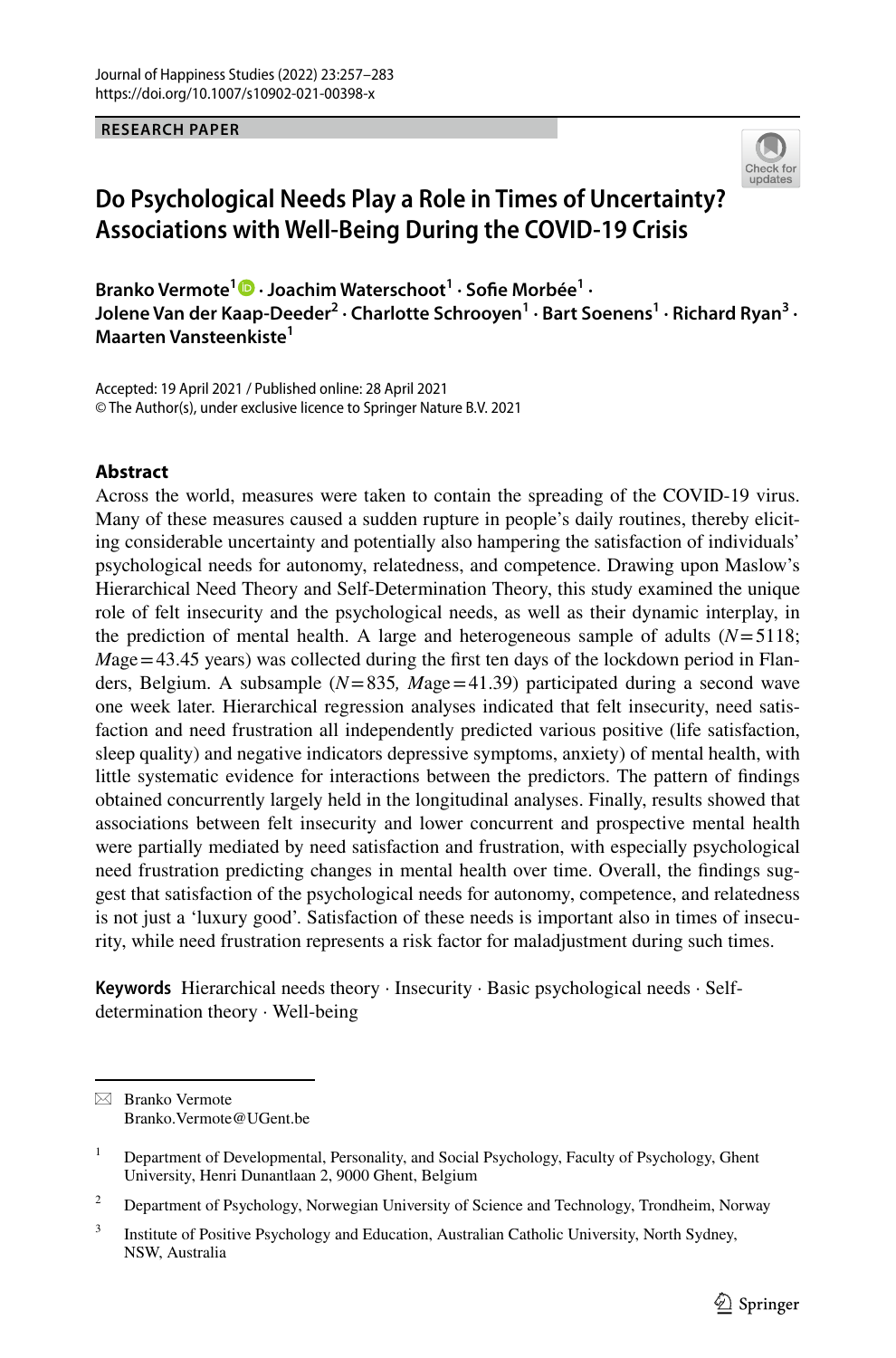RESEARCH PAPER

# Do Psychological Needs Play a Role in Times of Uncertainty? Associations with Well-Being During the COVID-19 Crisis

**Branko Vermote[1] · Joachim Waterschoot[1] · Sofie Morbée[1] · Jolene Van der Kaap-Deeder[2] · Charlotte Schrooyen[1] · Bart Soenens[1] · Richard Ryan[3] · Maarten Vansteenkiste[1]**

Accepted: 19 April 2021 / Published online: 28 April 2021
© The Author(s), under exclusive licence to Springer Nature B.V. 2021

## Abstract

Across the world, measures were taken to contain the spreading of the COVID-19 virus. Many of these measures caused a sudden rupture in people's daily routines, thereby eliciting considerable uncertainty and potentially also hampering the satisfaction of individuals' psychological needs for autonomy, relatedness, and competence. Drawing upon Maslow's Hierarchical Need Theory and Self-Determination Theory, this study examined the unique role of felt insecurity and the psychological needs, as well as their dynamic interplay, in the prediction of mental health. A large and heterogeneous sample of adults ($N = 5118$; *M*age = 43.45 years) was collected during the first ten days of the lockdown period in Flanders, Belgium. A subsample ($N = 835$, *M*age = 41.39) participated during a second wave one week later. Hierarchical regression analyses indicated that felt insecurity, need satisfaction and need frustration all independently predicted various positive (life satisfaction, sleep quality) and negative indicators depressive symptoms, anxiety) of mental health, with little systematic evidence for interactions between the predictors. The pattern of findings obtained concurrently largely held in the longitudinal analyses. Finally, results showed that associations between felt insecurity and lower concurrent and prospective mental health were partially mediated by need satisfaction and frustration, with especially psychological need frustration predicting changes in mental health over time. Overall, the findings suggest that satisfaction of the psychological needs for autonomy, competence, and relatedness is not just a 'luxury good'. Satisfaction of these needs is important also in times of insecurity, while need frustration represents a risk factor for maladjustment during such times.

**Keywords** Hierarchical needs theory · Insecurity · Basic psychological needs · Self-determination theory · Well-being

✉ Branko Vermote
Branko.Vermote@UGent.be

[1] Department of Developmental, Personality, and Social Psychology, Faculty of Psychology, Ghent University, Henri Dunantlaan 2, 9000 Ghent, Belgium

[2] Department of Psychology, Norwegian University of Science and Technology, Trondheim, Norway

[3] Institute of Positive Psychology and Education, Australian Catholic University, North Sydney, NSW, Australia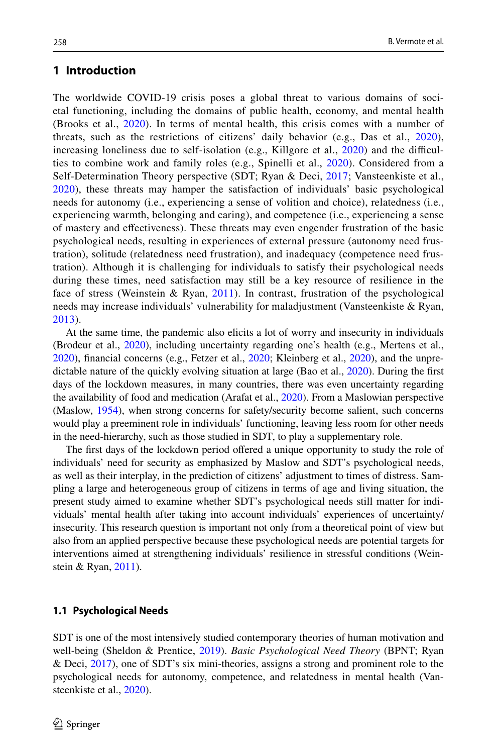## 1 Introduction

The worldwide COVID-19 crisis poses a global threat to various domains of societal functioning, including the domains of public health, economy, and mental health (Brooks et al., 2020). In terms of mental health, this crisis comes with a number of threats, such as the restrictions of citizens' daily behavior (e.g., Das et al., 2020), increasing loneliness due to self-isolation (e.g., Killgore et al., 2020) and the difficulties to combine work and family roles (e.g., Spinelli et al., 2020). Considered from a Self-Determination Theory perspective (SDT; Ryan & Deci, 2017; Vansteenkiste et al., 2020), these threats may hamper the satisfaction of individuals' basic psychological needs for autonomy (i.e., experiencing a sense of volition and choice), relatedness (i.e., experiencing warmth, belonging and caring), and competence (i.e., experiencing a sense of mastery and effectiveness). These threats may even engender frustration of the basic psychological needs, resulting in experiences of external pressure (autonomy need frustration), solitude (relatedness need frustration), and inadequacy (competence need frustration). Although it is challenging for individuals to satisfy their psychological needs during these times, need satisfaction may still be a key resource of resilience in the face of stress (Weinstein & Ryan, 2011). In contrast, frustration of the psychological needs may increase individuals' vulnerability for maladjustment (Vansteenkiste & Ryan, 2013).

At the same time, the pandemic also elicits a lot of worry and insecurity in individuals (Brodeur et al., 2020), including uncertainty regarding one's health (e.g., Mertens et al., 2020), financial concerns (e.g., Fetzer et al., 2020; Kleinberg et al., 2020), and the unpredictable nature of the quickly evolving situation at large (Bao et al., 2020). During the first days of the lockdown measures, in many countries, there was even uncertainty regarding the availability of food and medication (Arafat et al., 2020). From a Maslowian perspective (Maslow, 1954), when strong concerns for safety/security become salient, such concerns would play a preeminent role in individuals' functioning, leaving less room for other needs in the need-hierarchy, such as those studied in SDT, to play a supplementary role.

The first days of the lockdown period offered a unique opportunity to study the role of individuals' need for security as emphasized by Maslow and SDT's psychological needs, as well as their interplay, in the prediction of citizens' adjustment to times of distress. Sampling a large and heterogeneous group of citizens in terms of age and living situation, the present study aimed to examine whether SDT's psychological needs still matter for individuals' mental health after taking into account individuals' experiences of uncertainty/insecurity. This research question is important not only from a theoretical point of view but also from an applied perspective because these psychological needs are potential targets for interventions aimed at strengthening individuals' resilience in stressful conditions (Weinstein & Ryan, 2011).

### 1.1 Psychological Needs

SDT is one of the most intensively studied contemporary theories of human motivation and well-being (Sheldon & Prentice, 2019). *Basic Psychological Need Theory* (BPNT; Ryan & Deci, 2017), one of SDT's six mini-theories, assigns a strong and prominent role to the psychological needs for autonomy, competence, and relatedness in mental health (Vansteenkiste et al., 2020).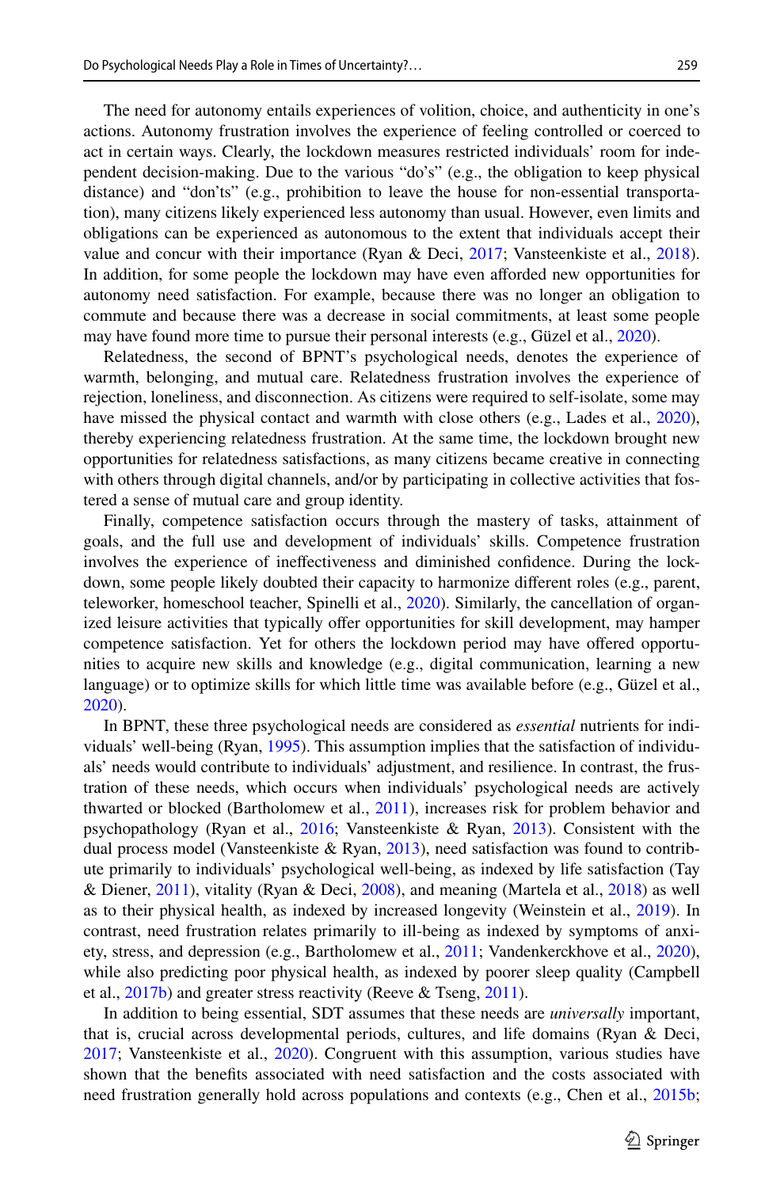The need for autonomy entails experiences of volition, choice, and authenticity in one's actions. Autonomy frustration involves the experience of feeling controlled or coerced to act in certain ways. Clearly, the lockdown measures restricted individuals' room for independent decision-making. Due to the various "do's" (e.g., the obligation to keep physical distance) and "don'ts" (e.g., prohibition to leave the house for non-essential transportation), many citizens likely experienced less autonomy than usual. However, even limits and obligations can be experienced as autonomous to the extent that individuals accept their value and concur with their importance (Ryan & Deci, 2017; Vansteenkiste et al., 2018). In addition, for some people the lockdown may have even afforded new opportunities for autonomy need satisfaction. For example, because there was no longer an obligation to commute and because there was a decrease in social commitments, at least some people may have found more time to pursue their personal interests (e.g., Güzel et al., 2020).

Relatedness, the second of BPNT's psychological needs, denotes the experience of warmth, belonging, and mutual care. Relatedness frustration involves the experience of rejection, loneliness, and disconnection. As citizens were required to self-isolate, some may have missed the physical contact and warmth with close others (e.g., Lades et al., 2020), thereby experiencing relatedness frustration. At the same time, the lockdown brought new opportunities for relatedness satisfactions, as many citizens became creative in connecting with others through digital channels, and/or by participating in collective activities that fostered a sense of mutual care and group identity.

Finally, competence satisfaction occurs through the mastery of tasks, attainment of goals, and the full use and development of individuals' skills. Competence frustration involves the experience of ineffectiveness and diminished confidence. During the lockdown, some people likely doubted their capacity to harmonize different roles (e.g., parent, teleworker, homeschool teacher, Spinelli et al., 2020). Similarly, the cancellation of organized leisure activities that typically offer opportunities for skill development, may hamper competence satisfaction. Yet for others the lockdown period may have offered opportunities to acquire new skills and knowledge (e.g., digital communication, learning a new language) or to optimize skills for which little time was available before (e.g., Güzel et al., 2020).

In BPNT, these three psychological needs are considered as *essential* nutrients for individuals' well-being (Ryan, 1995). This assumption implies that the satisfaction of individuals' needs would contribute to individuals' adjustment, and resilience. In contrast, the frustration of these needs, which occurs when individuals' psychological needs are actively thwarted or blocked (Bartholomew et al., 2011), increases risk for problem behavior and psychopathology (Ryan et al., 2016; Vansteenkiste & Ryan, 2013). Consistent with the dual process model (Vansteenkiste & Ryan, 2013), need satisfaction was found to contribute primarily to individuals' psychological well-being, as indexed by life satisfaction (Tay & Diener, 2011), vitality (Ryan & Deci, 2008), and meaning (Martela et al., 2018) as well as to their physical health, as indexed by increased longevity (Weinstein et al., 2019). In contrast, need frustration relates primarily to ill-being as indexed by symptoms of anxiety, stress, and depression (e.g., Bartholomew et al., 2011; Vandenkerckhove et al., 2020), while also predicting poor physical health, as indexed by poorer sleep quality (Campbell et al., 2017b) and greater stress reactivity (Reeve & Tseng, 2011).

In addition to being essential, SDT assumes that these needs are *universally* important, that is, crucial across developmental periods, cultures, and life domains (Ryan & Deci, 2017; Vansteenkiste et al., 2020). Congruent with this assumption, various studies have shown that the benefits associated with need satisfaction and the costs associated with need frustration generally hold across populations and contexts (e.g., Chen et al., 2015b;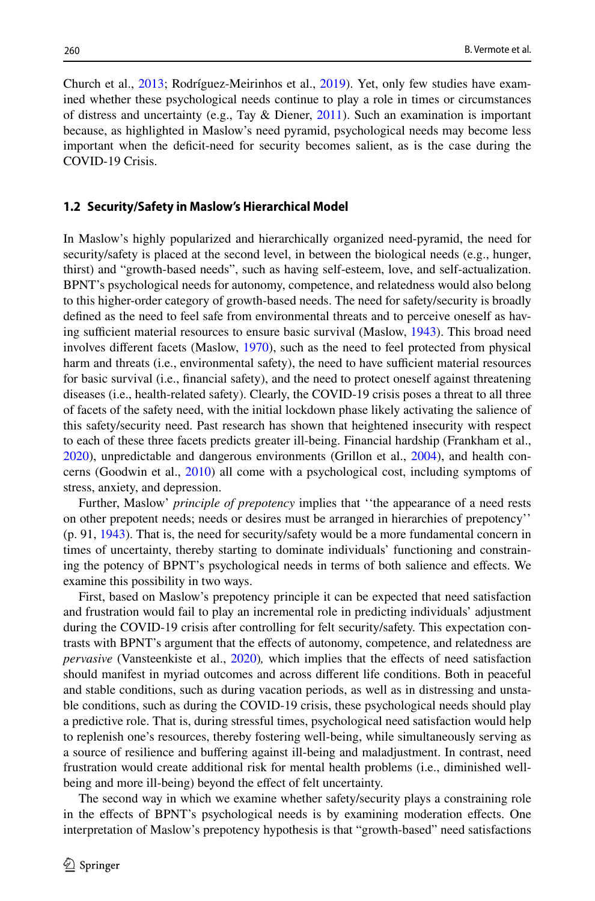Church et al., 2013; Rodríguez-Meirinhos et al., 2019). Yet, only few studies have examined whether these psychological needs continue to play a role in times or circumstances of distress and uncertainty (e.g., Tay & Diener, 2011). Such an examination is important because, as highlighted in Maslow's need pyramid, psychological needs may become less important when the deficit-need for security becomes salient, as is the case during the COVID-19 Crisis.

### 1.2 Security/Safety in Maslow's Hierarchical Model

In Maslow's highly popularized and hierarchically organized need-pyramid, the need for security/safety is placed at the second level, in between the biological needs (e.g., hunger, thirst) and "growth-based needs", such as having self-esteem, love, and self-actualization. BPNT's psychological needs for autonomy, competence, and relatedness would also belong to this higher-order category of growth-based needs. The need for safety/security is broadly defined as the need to feel safe from environmental threats and to perceive oneself as having sufficient material resources to ensure basic survival (Maslow, 1943). This broad need involves different facets (Maslow, 1970), such as the need to feel protected from physical harm and threats (i.e., environmental safety), the need to have sufficient material resources for basic survival (i.e., financial safety), and the need to protect oneself against threatening diseases (i.e., health-related safety). Clearly, the COVID-19 crisis poses a threat to all three of facets of the safety need, with the initial lockdown phase likely activating the salience of this safety/security need. Past research has shown that heightened insecurity with respect to each of these three facets predicts greater ill-being. Financial hardship (Frankham et al., 2020), unpredictable and dangerous environments (Grillon et al., 2004), and health concerns (Goodwin et al., 2010) all come with a psychological cost, including symptoms of stress, anxiety, and depression.

Further, Maslow' *principle of prepotency* implies that ''the appearance of a need rests on other prepotent needs; needs or desires must be arranged in hierarchies of prepotency'' (p. 91, 1943). That is, the need for security/safety would be a more fundamental concern in times of uncertainty, thereby starting to dominate individuals' functioning and constraining the potency of BPNT's psychological needs in terms of both salience and effects. We examine this possibility in two ways.

First, based on Maslow's prepotency principle it can be expected that need satisfaction and frustration would fail to play an incremental role in predicting individuals' adjustment during the COVID-19 crisis after controlling for felt security/safety. This expectation contrasts with BPNT's argument that the effects of autonomy, competence, and relatedness are *pervasive* (Vansteenkiste et al., 2020)*,* which implies that the effects of need satisfaction should manifest in myriad outcomes and across different life conditions. Both in peaceful and stable conditions, such as during vacation periods, as well as in distressing and unstable conditions, such as during the COVID-19 crisis, these psychological needs should play a predictive role. That is, during stressful times, psychological need satisfaction would help to replenish one's resources, thereby fostering well-being, while simultaneously serving as a source of resilience and buffering against ill-being and maladjustment. In contrast, need frustration would create additional risk for mental health problems (i.e., diminished well-being and more ill-being) beyond the effect of felt uncertainty.

The second way in which we examine whether safety/security plays a constraining role in the effects of BPNT's psychological needs is by examining moderation effects. One interpretation of Maslow's prepotency hypothesis is that "growth-based" need satisfactions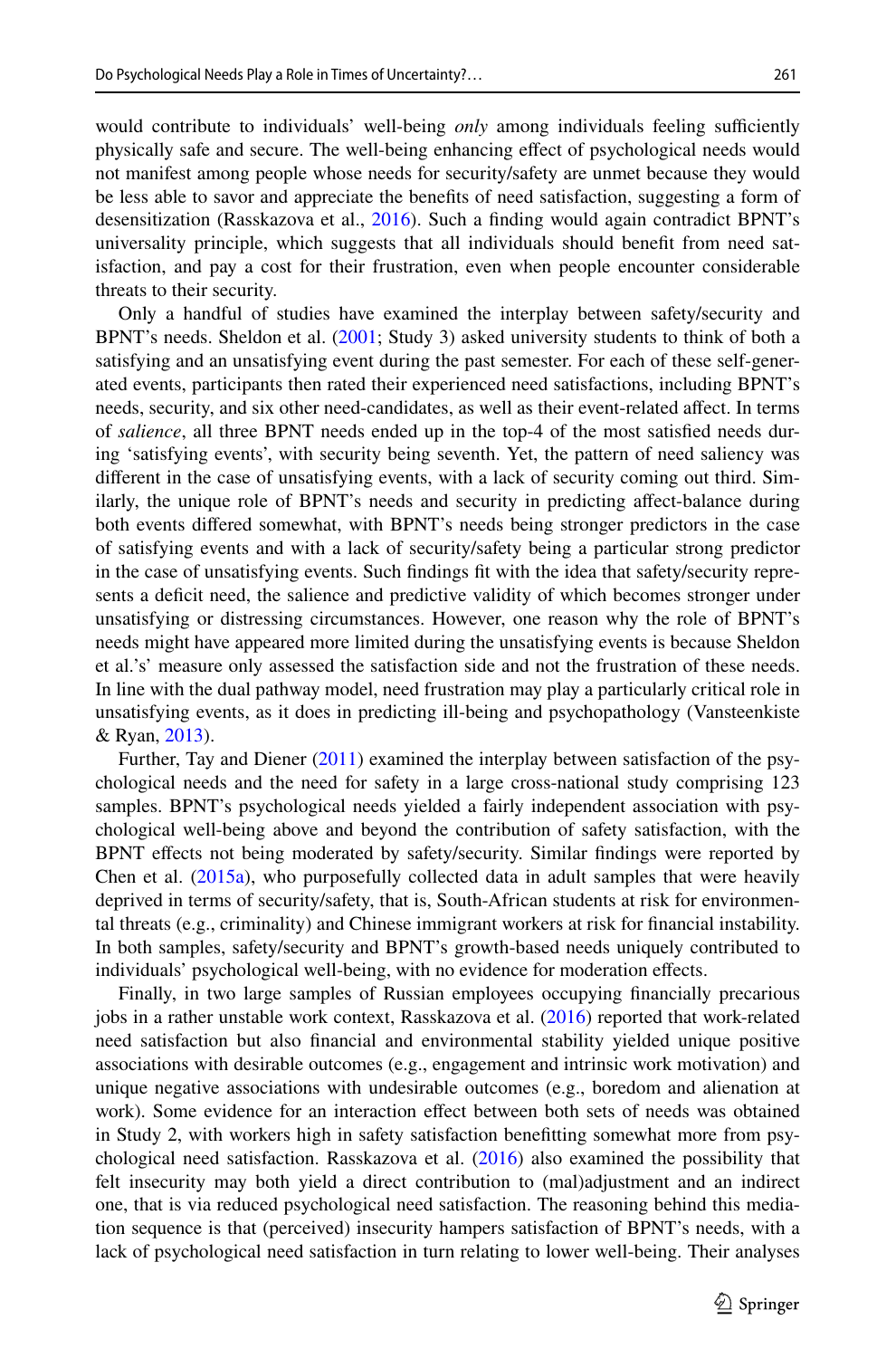would contribute to individuals' well-being *only* among individuals feeling sufficiently physically safe and secure. The well-being enhancing effect of psychological needs would not manifest among people whose needs for security/safety are unmet because they would be less able to savor and appreciate the benefits of need satisfaction, suggesting a form of desensitization (Rasskazova et al., 2016). Such a finding would again contradict BPNT's universality principle, which suggests that all individuals should benefit from need satisfaction, and pay a cost for their frustration, even when people encounter considerable threats to their security.

Only a handful of studies have examined the interplay between safety/security and BPNT's needs. Sheldon et al. (2001; Study 3) asked university students to think of both a satisfying and an unsatisfying event during the past semester. For each of these self-generated events, participants then rated their experienced need satisfactions, including BPNT's needs, security, and six other need-candidates, as well as their event-related affect. In terms of *salience*, all three BPNT needs ended up in the top-4 of the most satisfied needs during 'satisfying events', with security being seventh. Yet, the pattern of need saliency was different in the case of unsatisfying events, with a lack of security coming out third. Similarly, the unique role of BPNT's needs and security in predicting affect-balance during both events differed somewhat, with BPNT's needs being stronger predictors in the case of satisfying events and with a lack of security/safety being a particular strong predictor in the case of unsatisfying events. Such findings fit with the idea that safety/security represents a deficit need, the salience and predictive validity of which becomes stronger under unsatisfying or distressing circumstances. However, one reason why the role of BPNT's needs might have appeared more limited during the unsatisfying events is because Sheldon et al.'s' measure only assessed the satisfaction side and not the frustration of these needs. In line with the dual pathway model, need frustration may play a particularly critical role in unsatisfying events, as it does in predicting ill-being and psychopathology (Vansteenkiste & Ryan, 2013).

Further, Tay and Diener (2011) examined the interplay between satisfaction of the psychological needs and the need for safety in a large cross-national study comprising 123 samples. BPNT's psychological needs yielded a fairly independent association with psychological well-being above and beyond the contribution of safety satisfaction, with the BPNT effects not being moderated by safety/security. Similar findings were reported by Chen et al. (2015a), who purposefully collected data in adult samples that were heavily deprived in terms of security/safety, that is, South-African students at risk for environmental threats (e.g., criminality) and Chinese immigrant workers at risk for financial instability. In both samples, safety/security and BPNT's growth-based needs uniquely contributed to individuals' psychological well-being, with no evidence for moderation effects.

Finally, in two large samples of Russian employees occupying financially precarious jobs in a rather unstable work context, Rasskazova et al. (2016) reported that work-related need satisfaction but also financial and environmental stability yielded unique positive associations with desirable outcomes (e.g., engagement and intrinsic work motivation) and unique negative associations with undesirable outcomes (e.g., boredom and alienation at work). Some evidence for an interaction effect between both sets of needs was obtained in Study 2, with workers high in safety satisfaction benefitting somewhat more from psychological need satisfaction. Rasskazova et al. (2016) also examined the possibility that felt insecurity may both yield a direct contribution to (mal)adjustment and an indirect one, that is via reduced psychological need satisfaction. The reasoning behind this mediation sequence is that (perceived) insecurity hampers satisfaction of BPNT's needs, with a lack of psychological need satisfaction in turn relating to lower well-being. Their analyses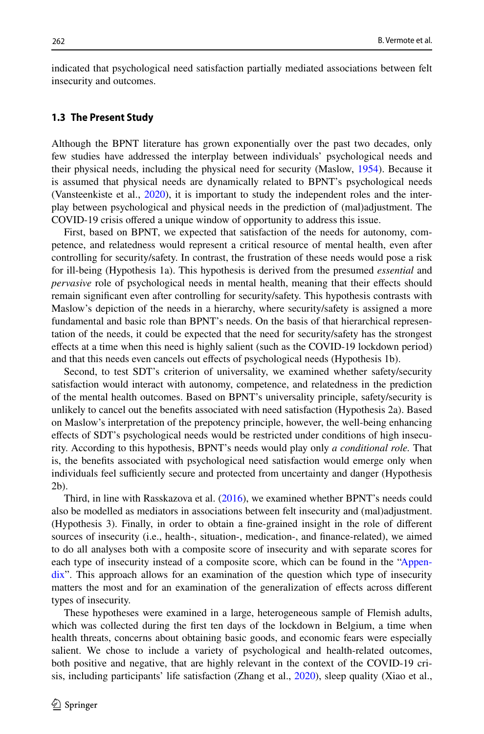indicated that psychological need satisfaction partially mediated associations between felt insecurity and outcomes.

### 1.3 The Present Study

Although the BPNT literature has grown exponentially over the past two decades, only few studies have addressed the interplay between individuals' psychological needs and their physical needs, including the physical need for security (Maslow, 1954). Because it is assumed that physical needs are dynamically related to BPNT's psychological needs (Vansteenkiste et al., 2020), it is important to study the independent roles and the interplay between psychological and physical needs in the prediction of (mal)adjustment. The COVID-19 crisis offered a unique window of opportunity to address this issue.

First, based on BPNT, we expected that satisfaction of the needs for autonomy, competence, and relatedness would represent a critical resource of mental health, even after controlling for security/safety. In contrast, the frustration of these needs would pose a risk for ill-being (Hypothesis 1a). This hypothesis is derived from the presumed *essential* and *pervasive* role of psychological needs in mental health, meaning that their effects should remain significant even after controlling for security/safety. This hypothesis contrasts with Maslow's depiction of the needs in a hierarchy, where security/safety is assigned a more fundamental and basic role than BPNT's needs. On the basis of that hierarchical representation of the needs, it could be expected that the need for security/safety has the strongest effects at a time when this need is highly salient (such as the COVID-19 lockdown period) and that this needs even cancels out effects of psychological needs (Hypothesis 1b).

Second, to test SDT's criterion of universality, we examined whether safety/security satisfaction would interact with autonomy, competence, and relatedness in the prediction of the mental health outcomes. Based on BPNT's universality principle, safety/security is unlikely to cancel out the benefits associated with need satisfaction (Hypothesis 2a). Based on Maslow's interpretation of the prepotency principle, however, the well-being enhancing effects of SDT's psychological needs would be restricted under conditions of high insecurity. According to this hypothesis, BPNT's needs would play only *a conditional role.* That is, the benefits associated with psychological need satisfaction would emerge only when individuals feel sufficiently secure and protected from uncertainty and danger (Hypothesis 2b).

Third, in line with Rasskazova et al. (2016), we examined whether BPNT's needs could also be modelled as mediators in associations between felt insecurity and (mal)adjustment. (Hypothesis 3). Finally, in order to obtain a fine-grained insight in the role of different sources of insecurity (i.e., health-, situation-, medication-, and finance-related), we aimed to do all analyses both with a composite score of insecurity and with separate scores for each type of insecurity instead of a composite score, which can be found in the "Appendix". This approach allows for an examination of the question which type of insecurity matters the most and for an examination of the generalization of effects across different types of insecurity.

These hypotheses were examined in a large, heterogeneous sample of Flemish adults, which was collected during the first ten days of the lockdown in Belgium, a time when health threats, concerns about obtaining basic goods, and economic fears were especially salient. We chose to include a variety of psychological and health-related outcomes, both positive and negative, that are highly relevant in the context of the COVID-19 crisis, including participants' life satisfaction (Zhang et al., 2020), sleep quality (Xiao et al.,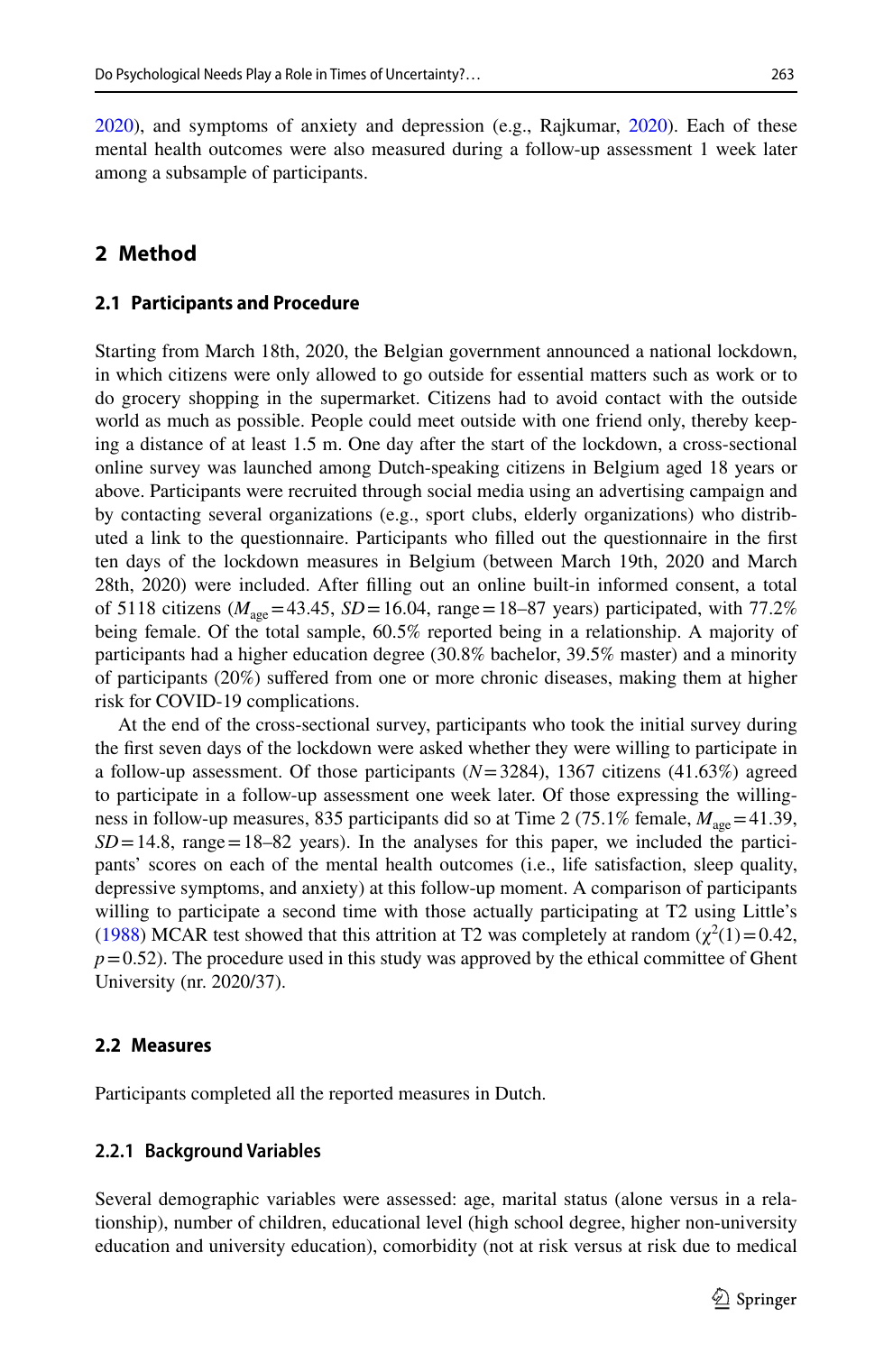2020), and symptoms of anxiety and depression (e.g., Rajkumar, 2020). Each of these mental health outcomes were also measured during a follow-up assessment 1 week later among a subsample of participants.

## 2 Method

### 2.1 Participants and Procedure

Starting from March 18th, 2020, the Belgian government announced a national lockdown, in which citizens were only allowed to go outside for essential matters such as work or to do grocery shopping in the supermarket. Citizens had to avoid contact with the outside world as much as possible. People could meet outside with one friend only, thereby keeping a distance of at least 1.5 m. One day after the start of the lockdown, a cross-sectional online survey was launched among Dutch-speaking citizens in Belgium aged 18 years or above. Participants were recruited through social media using an advertising campaign and by contacting several organizations (e.g., sport clubs, elderly organizations) who distributed a link to the questionnaire. Participants who filled out the questionnaire in the first ten days of the lockdown measures in Belgium (between March 19th, 2020 and March 28th, 2020) were included. After filling out an online built-in informed consent, a total of 5118 citizens ($M_{age}$ = 43.45, $SD$ = 16.04, range = 18–87 years) participated, with 77.2% being female. Of the total sample, 60.5% reported being in a relationship. A majority of participants had a higher education degree (30.8% bachelor, 39.5% master) and a minority of participants (20%) suffered from one or more chronic diseases, making them at higher risk for COVID-19 complications.

At the end of the cross-sectional survey, participants who took the initial survey during the first seven days of the lockdown were asked whether they were willing to participate in a follow-up assessment. Of those participants ($N$ = 3284), 1367 citizens (41.63%) agreed to participate in a follow-up assessment one week later. Of those expressing the willingness in follow-up measures, 835 participants did so at Time 2 (75.1% female, $M_{age}$ = 41.39, $SD$ = 14.8, range = 18–82 years). In the analyses for this paper, we included the participants' scores on each of the mental health outcomes (i.e., life satisfaction, sleep quality, depressive symptoms, and anxiety) at this follow-up moment. A comparison of participants willing to participate a second time with those actually participating at T2 using Little's (1988) MCAR test showed that this attrition at T2 was completely at random ($\chi^2(1) = 0.42$, $p = 0.52$). The procedure used in this study was approved by the ethical committee of Ghent University (nr. 2020/37).

### 2.2 Measures

Participants completed all the reported measures in Dutch.

#### 2.2.1 Background Variables

Several demographic variables were assessed: age, marital status (alone versus in a relationship), number of children, educational level (high school degree, higher non-university education and university education), comorbidity (not at risk versus at risk due to medical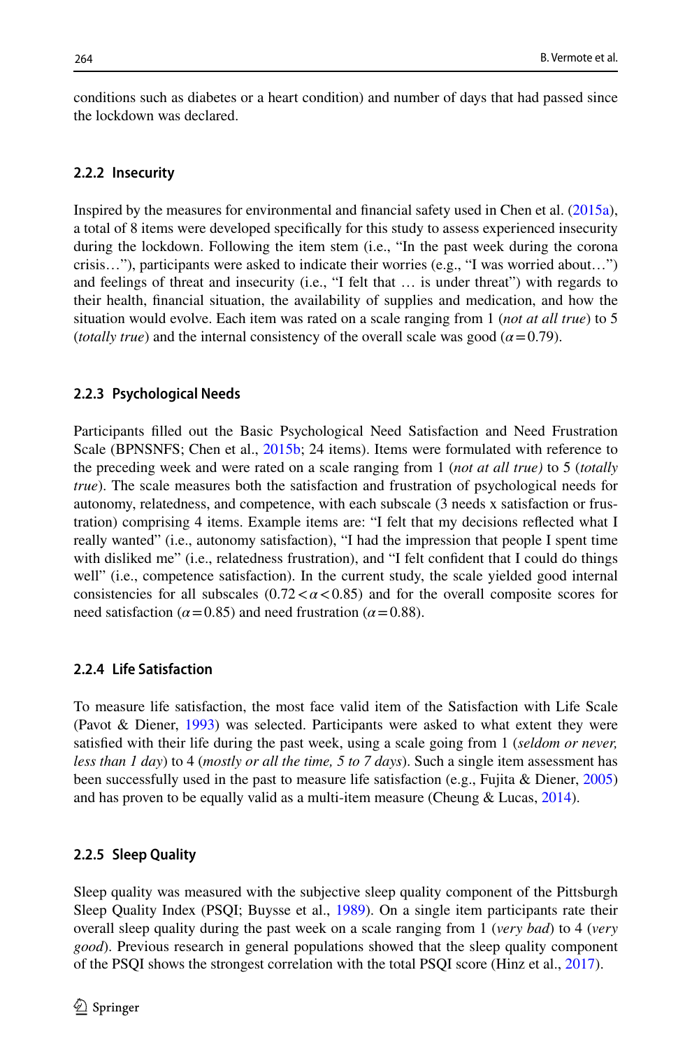conditions such as diabetes or a heart condition) and number of days that had passed since the lockdown was declared.

### 2.2.2 Insecurity

Inspired by the measures for environmental and financial safety used in Chen et al. (2015a), a total of 8 items were developed specifically for this study to assess experienced insecurity during the lockdown. Following the item stem (i.e., "In the past week during the corona crisis…"), participants were asked to indicate their worries (e.g., "I was worried about…") and feelings of threat and insecurity (i.e., "I felt that … is under threat") with regards to their health, financial situation, the availability of supplies and medication, and how the situation would evolve. Each item was rated on a scale ranging from 1 (*not at all true*) to 5 (*totally true*) and the internal consistency of the overall scale was good ($\alpha = 0.79$).

### 2.2.3 Psychological Needs

Participants filled out the Basic Psychological Need Satisfaction and Need Frustration Scale (BPNSNFS; Chen et al., 2015b; 24 items). Items were formulated with reference to the preceding week and were rated on a scale ranging from 1 (*not at all true)* to 5 (*totally true*). The scale measures both the satisfaction and frustration of psychological needs for autonomy, relatedness, and competence, with each subscale (3 needs x satisfaction or frustration) comprising 4 items. Example items are: "I felt that my decisions reflected what I really wanted" (i.e., autonomy satisfaction), "I had the impression that people I spent time with disliked me" (i.e., relatedness frustration), and "I felt confident that I could do things well" (i.e., competence satisfaction). In the current study, the scale yielded good internal consistencies for all subscales ($0.72 < \alpha < 0.85$) and for the overall composite scores for need satisfaction ($\alpha = 0.85$) and need frustration ($\alpha = 0.88$).

### 2.2.4 Life Satisfaction

To measure life satisfaction, the most face valid item of the Satisfaction with Life Scale (Pavot & Diener, 1993) was selected. Participants were asked to what extent they were satisfied with their life during the past week, using a scale going from 1 (*seldom or never, less than 1 day*) to 4 (*mostly or all the time, 5 to 7 days*). Such a single item assessment has been successfully used in the past to measure life satisfaction (e.g., Fujita & Diener, 2005) and has proven to be equally valid as a multi-item measure (Cheung & Lucas, 2014).

### 2.2.5 Sleep Quality

Sleep quality was measured with the subjective sleep quality component of the Pittsburgh Sleep Quality Index (PSQI; Buysse et al., 1989). On a single item participants rate their overall sleep quality during the past week on a scale ranging from 1 (*very bad*) to 4 (*very good*). Previous research in general populations showed that the sleep quality component of the PSQI shows the strongest correlation with the total PSQI score (Hinz et al., 2017).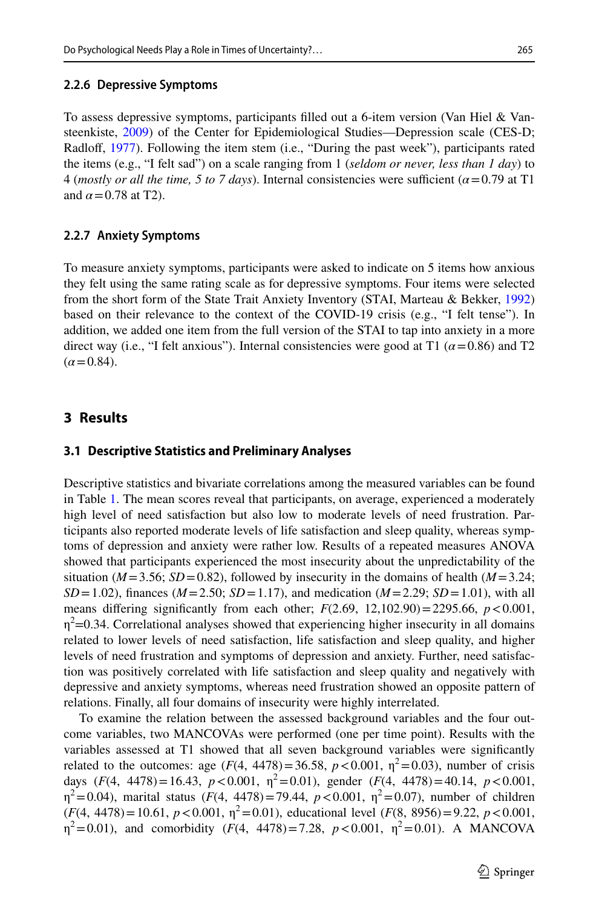### 2.2.6 Depressive Symptoms

To assess depressive symptoms, participants filled out a 6-item version (Van Hiel & Vansteenkiste, 2009) of the Center for Epidemiological Studies—Depression scale (CES-D; Radloff, 1977). Following the item stem (i.e., "During the past week"), participants rated the items (e.g., "I felt sad") on a scale ranging from 1 (*seldom or never, less than 1 day*) to 4 (*mostly or all the time, 5 to 7 days*). Internal consistencies were sufficient ($\alpha = 0.79$ at T1 and $\alpha = 0.78$ at T2).

### 2.2.7 Anxiety Symptoms

To measure anxiety symptoms, participants were asked to indicate on 5 items how anxious they felt using the same rating scale as for depressive symptoms. Four items were selected from the short form of the State Trait Anxiety Inventory (STAI, Marteau & Bekker, 1992) based on their relevance to the context of the COVID-19 crisis (e.g., "I felt tense"). In addition, we added one item from the full version of the STAI to tap into anxiety in a more direct way (i.e., "I felt anxious"). Internal consistencies were good at T1 ($\alpha = 0.86$) and T2 ($\alpha = 0.84$).

## 3 Results

### 3.1 Descriptive Statistics and Preliminary Analyses

Descriptive statistics and bivariate correlations among the measured variables can be found in Table 1. The mean scores reveal that participants, on average, experienced a moderately high level of need satisfaction but also low to moderate levels of need frustration. Participants also reported moderate levels of life satisfaction and sleep quality, whereas symptoms of depression and anxiety were rather low. Results of a repeated measures ANOVA showed that participants experienced the most insecurity about the unpredictability of the situation ($M = 3.56$; $SD = 0.82$), followed by insecurity in the domains of health ($M = 3.24$; $SD = 1.02$), finances ($M = 2.50$; $SD = 1.17$), and medication ($M = 2.29$; $SD = 1.01$), with all means differing significantly from each other; $F(2.69, 12{,}102.90) = 2295.66$, $p < 0.001$, $\eta^2 = 0.34$. Correlational analyses showed that experiencing higher insecurity in all domains related to lower levels of need satisfaction, life satisfaction and sleep quality, and higher levels of need frustration and symptoms of depression and anxiety. Further, need satisfaction was positively correlated with life satisfaction and sleep quality and negatively with depressive and anxiety symptoms, whereas need frustration showed an opposite pattern of relations. Finally, all four domains of insecurity were highly interrelated.

To examine the relation between the assessed background variables and the four outcome variables, two MANCOVAs were performed (one per time point). Results with the variables assessed at T1 showed that all seven background variables were significantly related to the outcomes: age ($F(4, 4478) = 36.58$, $p < 0.001$, $\eta^2 = 0.03$), number of crisis days ($F(4, 4478) = 16.43$, $p < 0.001$, $\eta^2 = 0.01$), gender ($F(4, 4478) = 40.14$, $p < 0.001$, $\eta^2 = 0.04$), marital status ($F(4, 4478) = 79.44$, $p < 0.001$, $\eta^2 = 0.07$), number of children ($F(4, 4478) = 10.61$, $p < 0.001$, $\eta^2 = 0.01$), educational level ($F(8, 8956) = 9.22$, $p < 0.001$, $\eta^2 = 0.01$), and comorbidity ($F(4, 4478) = 7.28$, $p < 0.001$, $\eta^2 = 0.01$). A MANCOVA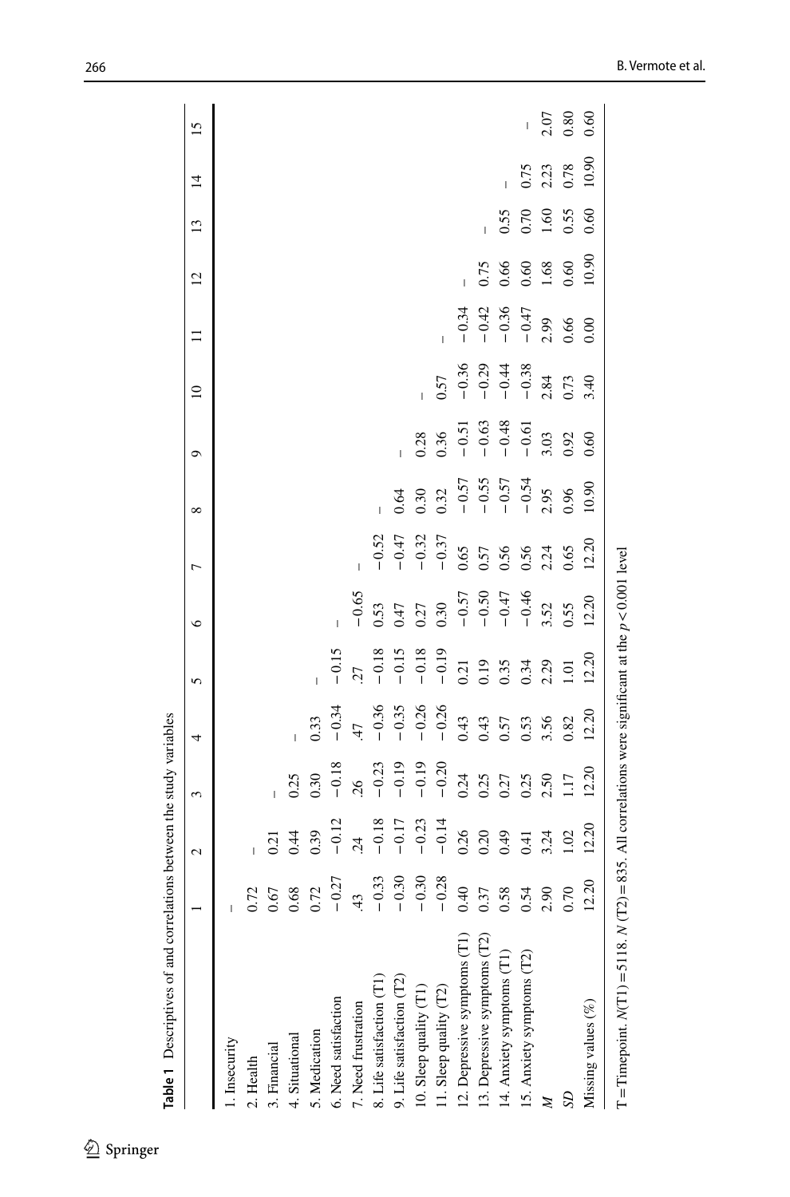**Table 1** Descriptives of and correlations between the study variables

| | 1 | 2 | 3 | 4 | 5 | 6 | 7 | 8 | 9 | 10 | 11 | 12 | 13 | 14 | 15 |
|---|---|---|---|---|---|---|---|---|---|---|---|---|---|---|---|
| 1. Insecurity | – | | | | | | | | | | | | | | |
| 2. Health | 0.72 | – | | | | | | | | | | | | | |
| 3. Financial | 0.67 | 0.21 | – | | | | | | | | | | | | |
| 4. Situational | 0.68 | 0.44 | 0.25 | – | | | | | | | | | | | |
| 5. Medication | 0.72 | 0.39 | 0.30 | 0.33 | – | | | | | | | | | | |
| 6. Need satisfaction | −0.27 | −0.12 | −0.18 | −0.34 | −0.15 | – | | | | | | | | | |
| 7. Need frustration | .43 | .24 | .26 | .47 | .27 | −0.65 | – | | | | | | | | |
| 8. Life satisfaction (T1) | −0.33 | −0.18 | −0.23 | −0.36 | −0.18 | 0.53 | −0.52 | – | | | | | | | |
| 9. Life satisfaction (T2) | −0.30 | −0.17 | −0.19 | −0.35 | −0.15 | 0.47 | −0.47 | 0.64 | – | | | | | | |
| 10. Sleep quality (T1) | −0.30 | −0.23 | −0.19 | −0.26 | −0.18 | 0.27 | −0.32 | 0.30 | 0.28 | – | | | | | |
| 11. Sleep quality (T2) | −0.28 | −0.14 | −0.20 | −0.26 | −0.19 | 0.30 | −0.37 | 0.32 | 0.36 | 0.57 | – | | | | |
| 12. Depressive symptoms (T1) | 0.40 | 0.26 | 0.24 | 0.43 | 0.21 | −0.57 | 0.65 | −0.57 | −0.51 | −0.36 | −0.34 | – | | | |
| 13. Depressive symptoms (T2) | 0.37 | 0.20 | 0.25 | 0.43 | 0.19 | −0.50 | 0.57 | −0.55 | −0.63 | −0.29 | −0.42 | 0.75 | – | | |
| 14. Anxiety symptoms (T1) | 0.58 | 0.49 | 0.27 | 0.57 | 0.35 | −0.47 | 0.56 | −0.57 | −0.48 | −0.44 | −0.36 | 0.66 | 0.55 | – | |
| 15. Anxiety symptoms (T2) | 0.54 | 0.41 | 0.25 | 0.53 | 0.34 | −0.46 | 0.56 | −0.54 | −0.61 | −0.38 | −0.47 | 0.60 | 0.70 | 0.75 | – |
| *M* | 2.90 | 3.24 | 2.50 | 3.56 | 2.29 | 3.52 | 2.24 | 2.95 | 3.03 | 2.84 | 2.99 | 1.68 | 1.60 | 2.23 | 2.07 |
| *SD* | 0.70 | 1.02 | 1.17 | 0.82 | 1.01 | 0.55 | 0.65 | 0.96 | 0.92 | 0.73 | 0.66 | 0.60 | 0.55 | 0.78 | 0.80 |
| Missing values (%) | 12.20 | 12.20 | 12.20 | 12.20 | 12.20 | 12.20 | 12.20 | 10.90 | 0.60 | 3.40 | 0.00 | 10.90 | 0.60 | 10.90 | 0.60 |

T = Timepoint. *N*(T1) = 5118. *N* (T2) = 835. All correlations were significant at the $p < 0.001$ level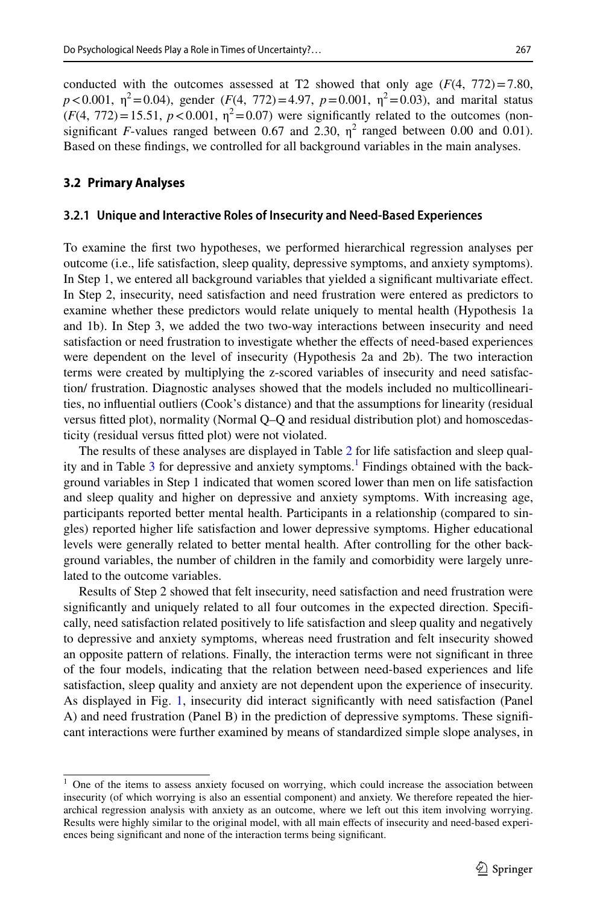conducted with the outcomes assessed at T2 showed that only age ($F(4, 772) = 7.80$, $p < 0.001$, $\eta^2 = 0.04$), gender ($F(4, 772) = 4.97$, $p = 0.001$, $\eta^2 = 0.03$), and marital status ($F(4, 772) = 15.51$, $p < 0.001$, $\eta^2 = 0.07$) were significantly related to the outcomes (non-significant $F$-values ranged between 0.67 and 2.30, $\eta^2$ ranged between 0.00 and 0.01). Based on these findings, we controlled for all background variables in the main analyses.

### 3.2 Primary Analyses

#### 3.2.1 Unique and Interactive Roles of Insecurity and Need-Based Experiences

To examine the first two hypotheses, we performed hierarchical regression analyses per outcome (i.e., life satisfaction, sleep quality, depressive symptoms, and anxiety symptoms). In Step 1, we entered all background variables that yielded a significant multivariate effect. In Step 2, insecurity, need satisfaction and need frustration were entered as predictors to examine whether these predictors would relate uniquely to mental health (Hypothesis 1a and 1b). In Step 3, we added the two two-way interactions between insecurity and need satisfaction or need frustration to investigate whether the effects of need-based experiences were dependent on the level of insecurity (Hypothesis 2a and 2b). The two interaction terms were created by multiplying the z-scored variables of insecurity and need satisfaction/ frustration. Diagnostic analyses showed that the models included no multicollinearities, no influential outliers (Cook's distance) and that the assumptions for linearity (residual versus fitted plot), normality (Normal Q–Q and residual distribution plot) and homoscedasticity (residual versus fitted plot) were not violated.

The results of these analyses are displayed in Table 2 for life satisfaction and sleep quality and in Table 3 for depressive and anxiety symptoms.[1] Findings obtained with the background variables in Step 1 indicated that women scored lower than men on life satisfaction and sleep quality and higher on depressive and anxiety symptoms. With increasing age, participants reported better mental health. Participants in a relationship (compared to singles) reported higher life satisfaction and lower depressive symptoms. Higher educational levels were generally related to better mental health. After controlling for the other background variables, the number of children in the family and comorbidity were largely unrelated to the outcome variables.

Results of Step 2 showed that felt insecurity, need satisfaction and need frustration were significantly and uniquely related to all four outcomes in the expected direction. Specifically, need satisfaction related positively to life satisfaction and sleep quality and negatively to depressive and anxiety symptoms, whereas need frustration and felt insecurity showed an opposite pattern of relations. Finally, the interaction terms were not significant in three of the four models, indicating that the relation between need-based experiences and life satisfaction, sleep quality and anxiety are not dependent upon the experience of insecurity. As displayed in Fig. 1, insecurity did interact significantly with need satisfaction (Panel A) and need frustration (Panel B) in the prediction of depressive symptoms. These significant interactions were further examined by means of standardized simple slope analyses, in

[1] One of the items to assess anxiety focused on worrying, which could increase the association between insecurity (of which worrying is also an essential component) and anxiety. We therefore repeated the hierarchical regression analysis with anxiety as an outcome, where we left out this item involving worrying. Results were highly similar to the original model, with all main effects of insecurity and need-based experiences being significant and none of the interaction terms being significant.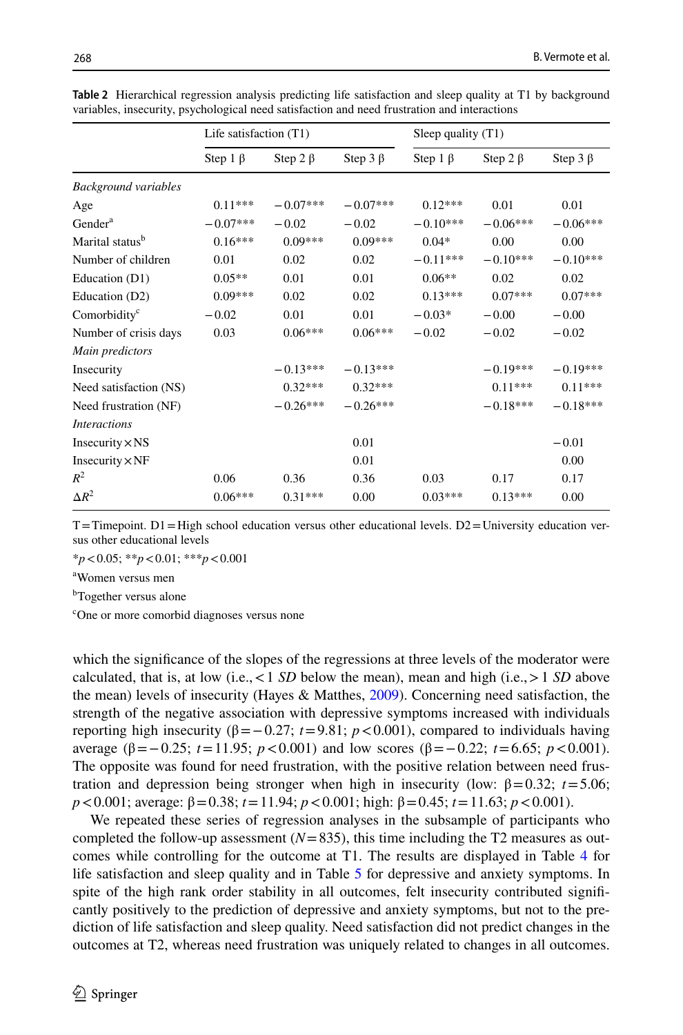**Table 2** Hierarchical regression analysis predicting life satisfaction and sleep quality at T1 by background variables, insecurity, psychological need satisfaction and need frustration and interactions

| | Life satisfaction (T1) | | | Sleep quality (T1) | | |
|---|---|---|---|---|---|---|
| | Step 1 β | Step 2 β | Step 3 β | Step 1 β | Step 2 β | Step 3 β |
| *Background variables* | | | | | | |
| Age | 0.11*** | −0.07*** | −0.07*** | 0.12*** | 0.01 | 0.01 |
| Gender[a] | −0.07*** | −0.02 | −0.02 | −0.10*** | −0.06*** | −0.06*** |
| Marital status[b] | 0.16*** | 0.09*** | 0.09*** | 0.04* | 0.00 | 0.00 |
| Number of children | 0.01 | 0.02 | 0.02 | −0.11*** | −0.10*** | −0.10*** |
| Education (D1) | 0.05** | 0.01 | 0.01 | 0.06** | 0.02 | 0.02 |
| Education (D2) | 0.09*** | 0.02 | 0.02 | 0.13*** | 0.07*** | 0.07*** |
| Comorbidity[c] | −0.02 | 0.01 | 0.01 | −0.03* | −0.00 | −0.00 |
| Number of crisis days | 0.03 | 0.06*** | 0.06*** | −0.02 | −0.02 | −0.02 |
| *Main predictors* | | | | | | |
| Insecurity | | −0.13*** | −0.13*** | | −0.19*** | −0.19*** |
| Need satisfaction (NS) | | 0.32*** | 0.32*** | | 0.11*** | 0.11*** |
| Need frustration (NF) | | −0.26*** | −0.26*** | | −0.18*** | −0.18*** |
| *Interactions* | | | | | | |
| Insecurity × NS | | | 0.01 | | | −0.01 |
| Insecurity × NF | | | 0.01 | | | 0.00 |
| $R^2$ | 0.06 | 0.36 | 0.36 | 0.03 | 0.17 | 0.17 |
| $\Delta R^2$ | 0.06*** | 0.31*** | 0.00 | 0.03*** | 0.13*** | 0.00 |

T = Timepoint. D1 = High school education versus other educational levels. D2 = University education versus other educational levels

*$p<0.05$; **$p<0.01$; ***$p<0.001$

[a]Women versus men

[b]Together versus alone

[c]One or more comorbid diagnoses versus none

which the significance of the slopes of the regressions at three levels of the moderator were calculated, that is, at low (i.e., < 1 *SD* below the mean), mean and high (i.e., > 1 *SD* above the mean) levels of insecurity (Hayes & Matthes, 2009). Concerning need satisfaction, the strength of the negative association with depressive symptoms increased with individuals reporting high insecurity (β = −0.27; $t$ = 9.81; $p<0.001$), compared to individuals having average (β = −0.25; $t$ = 11.95; $p<0.001$) and low scores (β = −0.22; $t$ = 6.65; $p<0.001$). The opposite was found for need frustration, with the positive relation between need frustration and depression being stronger when high in insecurity (low: β = 0.32; $t$ = 5.06; $p<0.001$; average: β = 0.38; $t$ = 11.94; $p<0.001$; high: β = 0.45; $t$ = 11.63; $p<0.001$).

We repeated these series of regression analyses in the subsample of participants who completed the follow-up assessment ($N$ = 835), this time including the T2 measures as outcomes while controlling for the outcome at T1. The results are displayed in Table 4 for life satisfaction and sleep quality and in Table 5 for depressive and anxiety symptoms. In spite of the high rank order stability in all outcomes, felt insecurity contributed significantly positively to the prediction of depressive and anxiety symptoms, but not to the prediction of life satisfaction and sleep quality. Need satisfaction did not predict changes in the outcomes at T2, whereas need frustration was uniquely related to changes in all outcomes.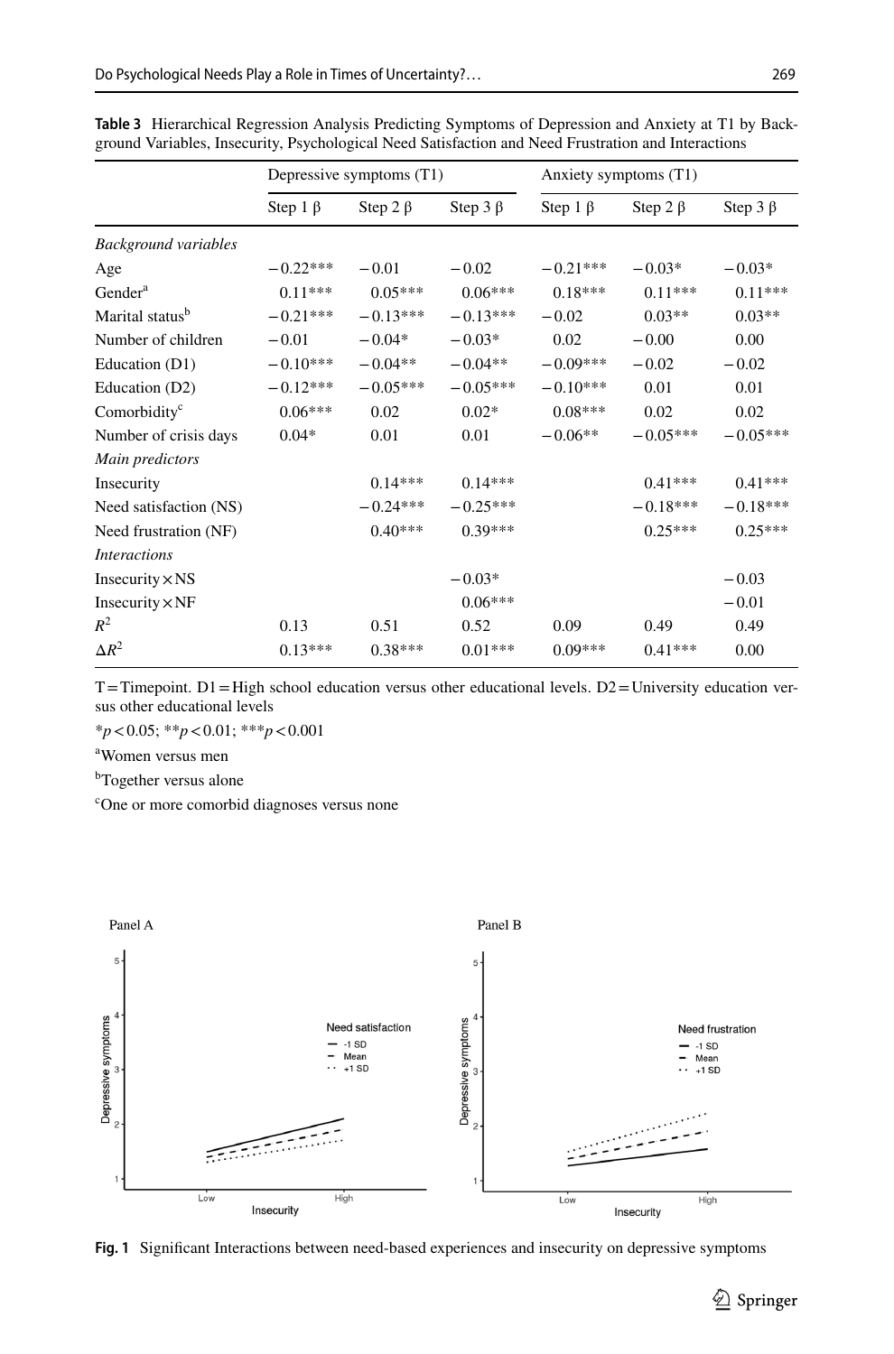**Table 3** Hierarchical Regression Analysis Predicting Symptoms of Depression and Anxiety at T1 by Background Variables, Insecurity, Psychological Need Satisfaction and Need Frustration and Interactions

| | Depressive symptoms (T1) | | | Anxiety symptoms (T1) | | |
|---|---|---|---|---|---|---|
| | Step 1 β | Step 2 β | Step 3 β | Step 1 β | Step 2 β | Step 3 β |
| *Background variables* | | | | | | |
| Age | −0.22*** | −0.01 | −0.02 | −0.21*** | −0.03* | −0.03* |
| Gender[a] | 0.11*** | 0.05*** | 0.06*** | 0.18*** | 0.11*** | 0.11*** |
| Marital status[b] | −0.21*** | −0.13*** | −0.13*** | −0.02 | 0.03** | 0.03** |
| Number of children | −0.01 | −0.04* | −0.03* | 0.02 | −0.00 | 0.00 |
| Education (D1) | −0.10*** | −0.04** | −0.04** | −0.09*** | −0.02 | −0.02 |
| Education (D2) | −0.12*** | −0.05*** | −0.05*** | −0.10*** | 0.01 | 0.01 |
| Comorbidity[c] | 0.06*** | 0.02 | 0.02* | 0.08*** | 0.02 | 0.02 |
| Number of crisis days | 0.04* | 0.01 | 0.01 | −0.06** | −0.05*** | −0.05*** |
| *Main predictors* | | | | | | |
| Insecurity | | 0.14*** | 0.14*** | | 0.41*** | 0.41*** |
| Need satisfaction (NS) | | −0.24*** | −0.25*** | | −0.18*** | −0.18*** |
| Need frustration (NF) | | 0.40*** | 0.39*** | | 0.25*** | 0.25*** |
| *Interactions* | | | | | | |
| Insecurity × NS | | | −0.03* | | | −0.03 |
| Insecurity × NF | | | 0.06*** | | | −0.01 |
| $R^2$ | 0.13 | 0.51 | 0.52 | 0.09 | 0.49 | 0.49 |
| $\Delta R^2$ | 0.13*** | 0.38*** | 0.01*** | 0.09*** | 0.41*** | 0.00 |

T = Timepoint. D1 = High school education versus other educational levels. D2 = University education versus other educational levels

*$p < 0.05$; **$p < 0.01$; ***$p < 0.001$

[a]Women versus men

[b]Together versus alone

[c]One or more comorbid diagnoses versus none

**Fig. 1** Significant Interactions between need-based experiences and insecurity on depressive symptoms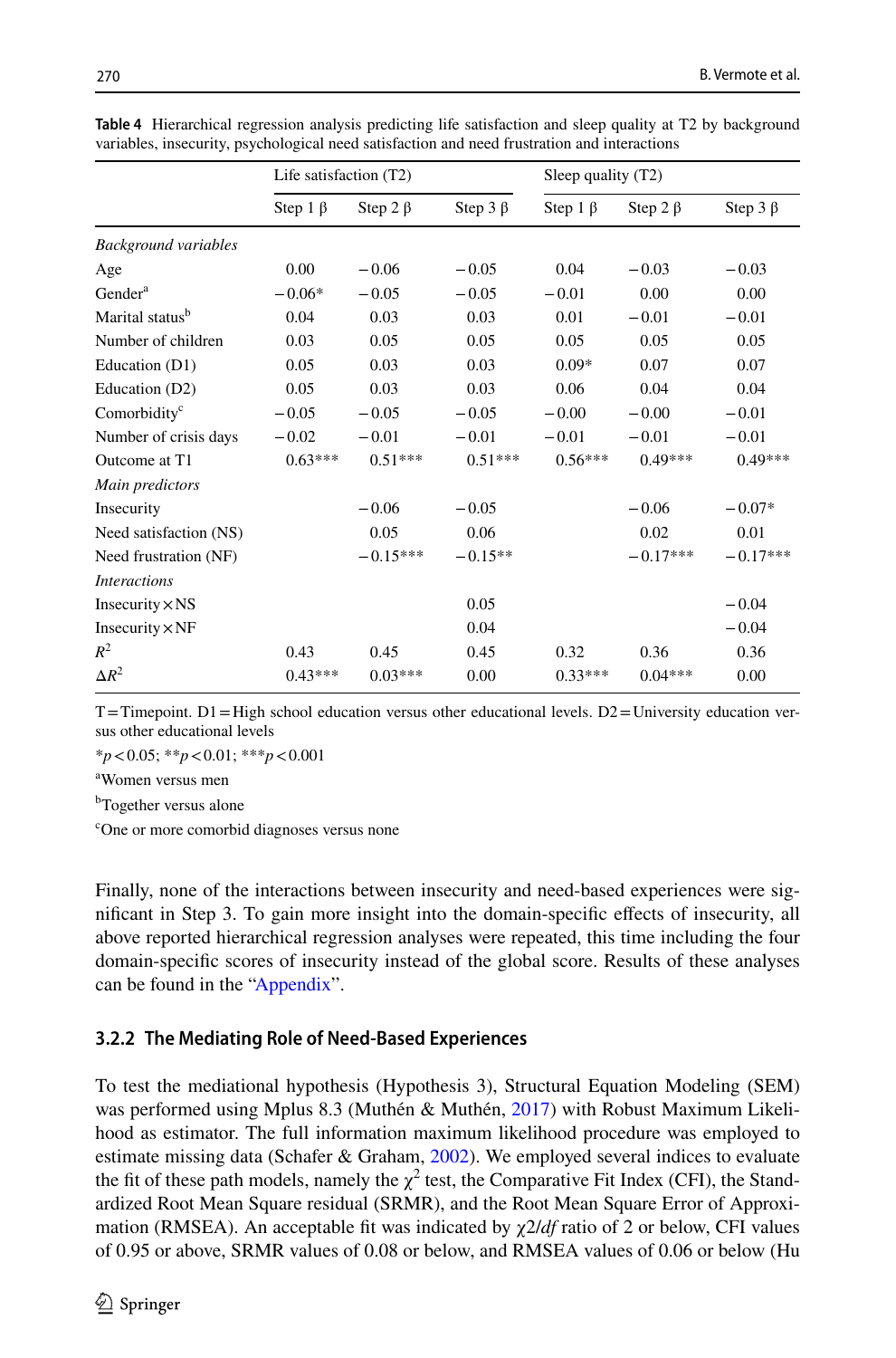**Table 4** Hierarchical regression analysis predicting life satisfaction and sleep quality at T2 by background variables, insecurity, psychological need satisfaction and need frustration and interactions

| | Life satisfaction (T2) | | | Sleep quality (T2) | | |
|---|---|---|---|---|---|---|
| | Step 1 β | Step 2 β | Step 3 β | Step 1 β | Step 2 β | Step 3 β |
| *Background variables* | | | | | | |
| Age | 0.00 | −0.06 | −0.05 | 0.04 | −0.03 | −0.03 |
| Gender[a] | −0.06* | −0.05 | −0.05 | −0.01 | 0.00 | 0.00 |
| Marital status[b] | 0.04 | 0.03 | 0.03 | 0.01 | −0.01 | −0.01 |
| Number of children | 0.03 | 0.05 | 0.05 | 0.05 | 0.05 | 0.05 |
| Education (D1) | 0.05 | 0.03 | 0.03 | 0.09* | 0.07 | 0.07 |
| Education (D2) | 0.05 | 0.03 | 0.03 | 0.06 | 0.04 | 0.04 |
| Comorbidity[c] | −0.05 | −0.05 | −0.05 | −0.00 | −0.00 | −0.01 |
| Number of crisis days | −0.02 | −0.01 | −0.01 | −0.01 | −0.01 | −0.01 |
| Outcome at T1 | 0.63*** | 0.51*** | 0.51*** | 0.56*** | 0.49*** | 0.49*** |
| *Main predictors* | | | | | | |
| Insecurity | | −0.06 | −0.05 | | −0.06 | −0.07* |
| Need satisfaction (NS) | | 0.05 | 0.06 | | 0.02 | 0.01 |
| Need frustration (NF) | | −0.15*** | −0.15** | | −0.17*** | −0.17*** |
| *Interactions* | | | | | | |
| Insecurity × NS | | | 0.05 | | | −0.04 |
| Insecurity × NF | | | 0.04 | | | −0.04 |
| $R^2$ | 0.43 | 0.45 | 0.45 | 0.32 | 0.36 | 0.36 |
| $\Delta R^2$ | 0.43*** | 0.03*** | 0.00 | 0.33*** | 0.04*** | 0.00 |

T = Timepoint. D1 = High school education versus other educational levels. D2 = University education versus other educational levels

*$p < 0.05$; **$p < 0.01$; ***$p < 0.001$

[a]Women versus men

[b]Together versus alone

[c]One or more comorbid diagnoses versus none

Finally, none of the interactions between insecurity and need-based experiences were significant in Step 3. To gain more insight into the domain-specific effects of insecurity, all above reported hierarchical regression analyses were repeated, this time including the four domain-specific scores of insecurity instead of the global score. Results of these analyses can be found in the "Appendix".

### 3.2.2 The Mediating Role of Need-Based Experiences

To test the mediational hypothesis (Hypothesis 3), Structural Equation Modeling (SEM) was performed using Mplus 8.3 (Muthén & Muthén, 2017) with Robust Maximum Likelihood as estimator. The full information maximum likelihood procedure was employed to estimate missing data (Schafer & Graham, 2002). We employed several indices to evaluate the fit of these path models, namely the $\chi^2$ test, the Comparative Fit Index (CFI), the Standardized Root Mean Square residual (SRMR), and the Root Mean Square Error of Approximation (RMSEA). An acceptable fit was indicated by $\chi 2/df$ ratio of 2 or below, CFI values of 0.95 or above, SRMR values of 0.08 or below, and RMSEA values of 0.06 or below (Hu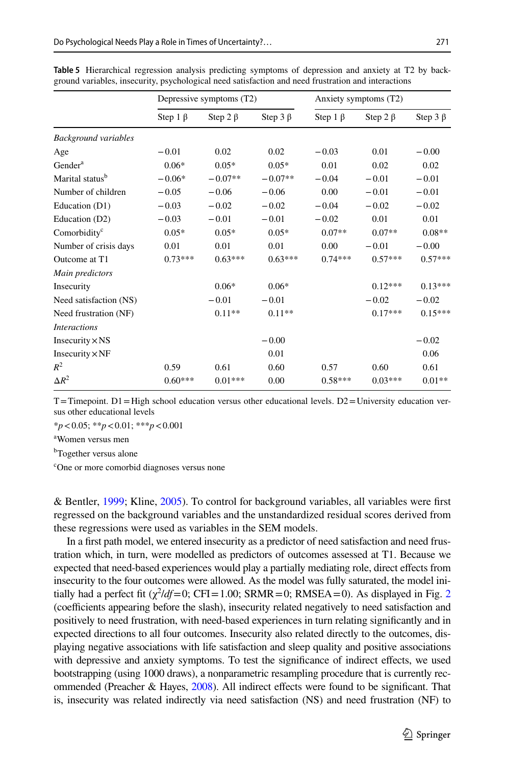**Table 5** Hierarchical regression analysis predicting symptoms of depression and anxiety at T2 by background variables, insecurity, psychological need satisfaction and need frustration and interactions

| | Depressive symptoms (T2) | | | Anxiety symptoms (T2) | | |
|---|---|---|---|---|---|---|
| | Step 1 β | Step 2 β | Step 3 β | Step 1 β | Step 2 β | Step 3 β |
| *Background variables* | | | | | | |
| Age | −0.01 | 0.02 | 0.02 | −0.03 | 0.01 | −0.00 |
| Gender[a] | 0.06* | 0.05* | 0.05* | 0.01 | 0.02 | 0.02 |
| Marital status[b] | −0.06* | −0.07** | −0.07** | −0.04 | −0.01 | −0.01 |
| Number of children | −0.05 | −0.06 | −0.06 | 0.00 | −0.01 | −0.01 |
| Education (D1) | −0.03 | −0.02 | −0.02 | −0.04 | −0.02 | −0.02 |
| Education (D2) | −0.03 | −0.01 | −0.01 | −0.02 | 0.01 | 0.01 |
| Comorbidity[c] | 0.05* | 0.05* | 0.05* | 0.07** | 0.07** | 0.08** |
| Number of crisis days | 0.01 | 0.01 | 0.01 | 0.00 | −0.01 | −0.00 |
| Outcome at T1 | 0.73*** | 0.63*** | 0.63*** | 0.74*** | 0.57*** | 0.57*** |
| *Main predictors* | | | | | | |
| Insecurity | | 0.06* | 0.06* | | 0.12*** | 0.13*** |
| Need satisfaction (NS) | | −0.01 | −0.01 | | −0.02 | −0.02 |
| Need frustration (NF) | | 0.11** | 0.11** | | 0.17*** | 0.15*** |
| *Interactions* | | | | | | |
| Insecurity × NS | | | −0.00 | | | −0.02 |
| Insecurity × NF | | | 0.01 | | | 0.06 |
| $R^2$ | 0.59 | 0.61 | 0.60 | 0.57 | 0.60 | 0.61 |
| $\Delta R^2$ | 0.60*** | 0.01*** | 0.00 | 0.58*** | 0.03*** | 0.01** |

T = Timepoint. D1 = High school education versus other educational levels. D2 = University education versus other educational levels

*$p < 0.05$; **$p < 0.01$; ***$p < 0.001$

[a]Women versus men

[b]Together versus alone

[c]One or more comorbid diagnoses versus none

& Bentler, 1999; Kline, 2005). To control for background variables, all variables were first regressed on the background variables and the unstandardized residual scores derived from these regressions were used as variables in the SEM models.

In a first path model, we entered insecurity as a predictor of need satisfaction and need frustration which, in turn, were modelled as predictors of outcomes assessed at T1. Because we expected that need-based experiences would play a partially mediating role, direct effects from insecurity to the four outcomes were allowed. As the model was fully saturated, the model initially had a perfect fit ($\chi^2/df = 0$; CFI = 1.00; SRMR = 0; RMSEA = 0). As displayed in Fig. 2 (coefficients appearing before the slash), insecurity related negatively to need satisfaction and positively to need frustration, with need-based experiences in turn relating significantly and in expected directions to all four outcomes. Insecurity also related directly to the outcomes, displaying negative associations with life satisfaction and sleep quality and positive associations with depressive and anxiety symptoms. To test the significance of indirect effects, we used bootstrapping (using 1000 draws), a nonparametric resampling procedure that is currently recommended (Preacher & Hayes, 2008). All indirect effects were found to be significant. That is, insecurity was related indirectly via need satisfaction (NS) and need frustration (NF) to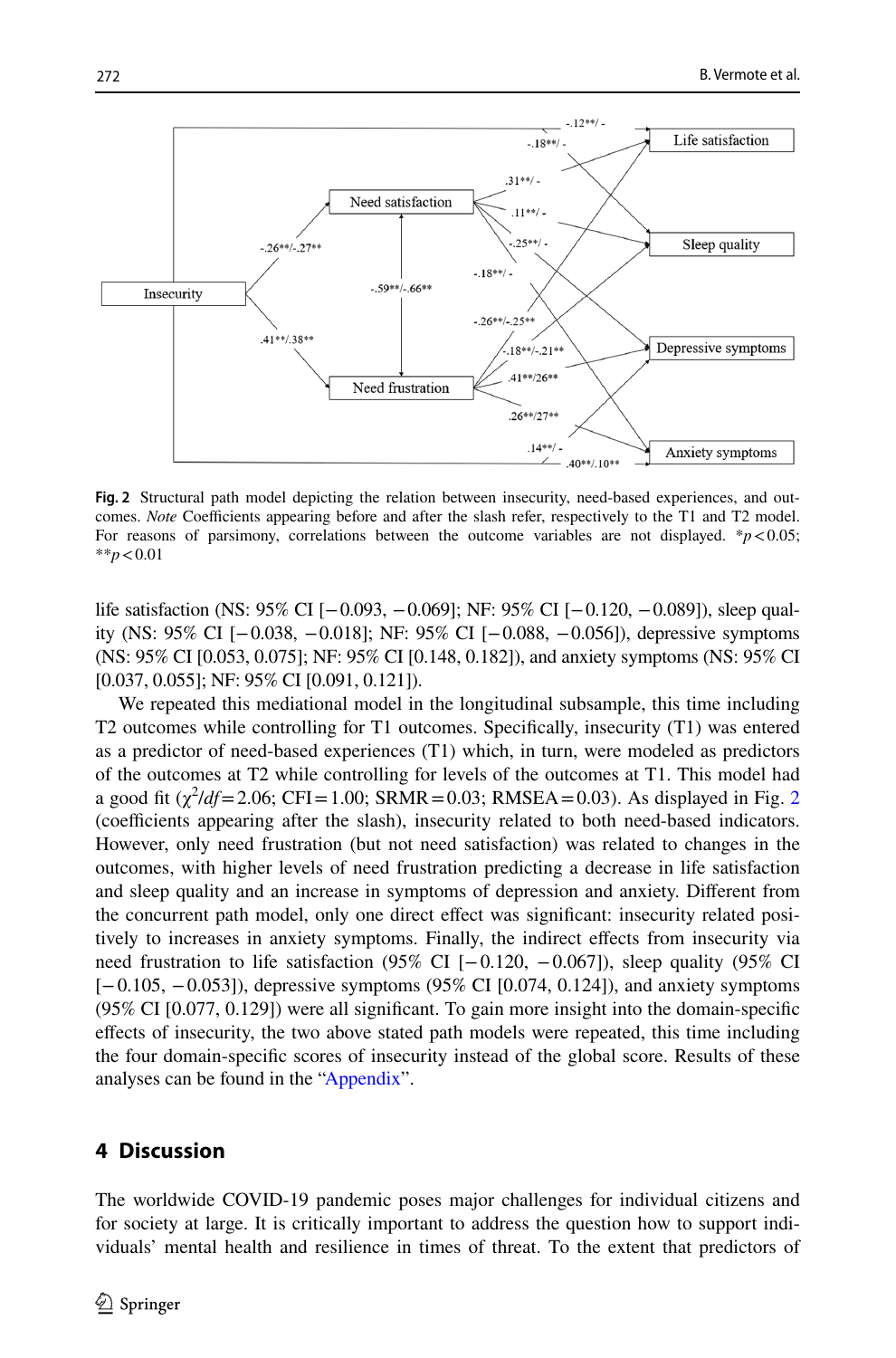**Fig. 2** Structural path model depicting the relation between insecurity, need-based experiences, and outcomes. *Note* Coefficients appearing before and after the slash refer, respectively to the T1 and T2 model. For reasons of parsimony, correlations between the outcome variables are not displayed. $*p < 0.05$; $**p < 0.01$

life satisfaction (NS: 95% CI [−0.093, −0.069]; NF: 95% CI [−0.120, −0.089]), sleep quality (NS: 95% CI [−0.038, −0.018]; NF: 95% CI [−0.088, −0.056]), depressive symptoms (NS: 95% CI [0.053, 0.075]; NF: 95% CI [0.148, 0.182]), and anxiety symptoms (NS: 95% CI [0.037, 0.055]; NF: 95% CI [0.091, 0.121]).

We repeated this mediational model in the longitudinal subsample, this time including T2 outcomes while controlling for T1 outcomes. Specifically, insecurity (T1) was entered as a predictor of need-based experiences (T1) which, in turn, were modeled as predictors of the outcomes at T2 while controlling for levels of the outcomes at T1. This model had a good fit ($\chi^2/df = 2.06$; CFI = 1.00; SRMR = 0.03; RMSEA = 0.03). As displayed in Fig. 2 (coefficients appearing after the slash), insecurity related to both need-based indicators. However, only need frustration (but not need satisfaction) was related to changes in the outcomes, with higher levels of need frustration predicting a decrease in life satisfaction and sleep quality and an increase in symptoms of depression and anxiety. Different from the concurrent path model, only one direct effect was significant: insecurity related positively to increases in anxiety symptoms. Finally, the indirect effects from insecurity via need frustration to life satisfaction (95% CI [−0.120, −0.067]), sleep quality (95% CI [−0.105, −0.053]), depressive symptoms (95% CI [0.074, 0.124]), and anxiety symptoms (95% CI [0.077, 0.129]) were all significant. To gain more insight into the domain-specific effects of insecurity, the two above stated path models were repeated, this time including the four domain-specific scores of insecurity instead of the global score. Results of these analyses can be found in the "Appendix".

## 4 Discussion

The worldwide COVID-19 pandemic poses major challenges for individual citizens and for society at large. It is critically important to address the question how to support individuals' mental health and resilience in times of threat. To the extent that predictors of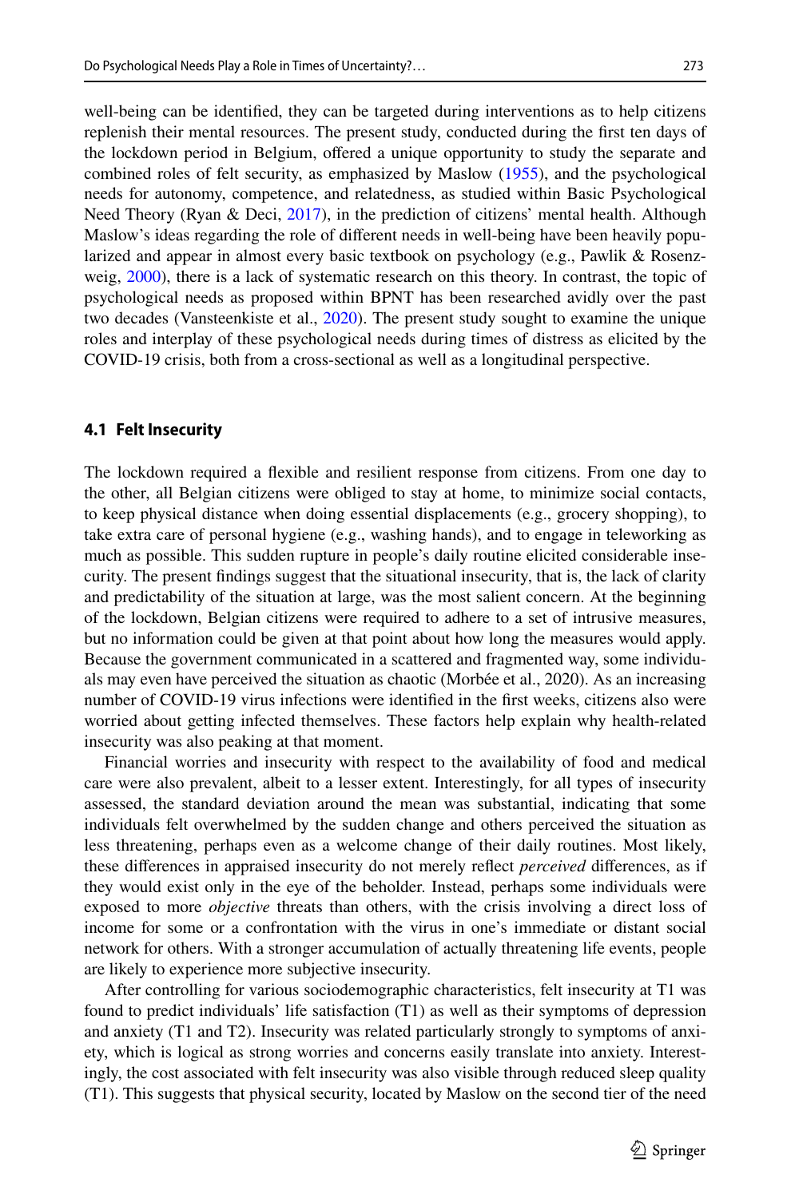well-being can be identified, they can be targeted during interventions as to help citizens replenish their mental resources. The present study, conducted during the first ten days of the lockdown period in Belgium, offered a unique opportunity to study the separate and combined roles of felt security, as emphasized by Maslow (1955), and the psychological needs for autonomy, competence, and relatedness, as studied within Basic Psychological Need Theory (Ryan & Deci, 2017), in the prediction of citizens' mental health. Although Maslow's ideas regarding the role of different needs in well-being have been heavily popularized and appear in almost every basic textbook on psychology (e.g., Pawlik & Rosenzweig, 2000), there is a lack of systematic research on this theory. In contrast, the topic of psychological needs as proposed within BPNT has been researched avidly over the past two decades (Vansteenkiste et al., 2020). The present study sought to examine the unique roles and interplay of these psychological needs during times of distress as elicited by the COVID-19 crisis, both from a cross-sectional as well as a longitudinal perspective.

### 4.1 Felt Insecurity

The lockdown required a flexible and resilient response from citizens. From one day to the other, all Belgian citizens were obliged to stay at home, to minimize social contacts, to keep physical distance when doing essential displacements (e.g., grocery shopping), to take extra care of personal hygiene (e.g., washing hands), and to engage in teleworking as much as possible. This sudden rupture in people's daily routine elicited considerable insecurity. The present findings suggest that the situational insecurity, that is, the lack of clarity and predictability of the situation at large, was the most salient concern. At the beginning of the lockdown, Belgian citizens were required to adhere to a set of intrusive measures, but no information could be given at that point about how long the measures would apply. Because the government communicated in a scattered and fragmented way, some individuals may even have perceived the situation as chaotic (Morbée et al., 2020). As an increasing number of COVID-19 virus infections were identified in the first weeks, citizens also were worried about getting infected themselves. These factors help explain why health-related insecurity was also peaking at that moment.

Financial worries and insecurity with respect to the availability of food and medical care were also prevalent, albeit to a lesser extent. Interestingly, for all types of insecurity assessed, the standard deviation around the mean was substantial, indicating that some individuals felt overwhelmed by the sudden change and others perceived the situation as less threatening, perhaps even as a welcome change of their daily routines. Most likely, these differences in appraised insecurity do not merely reflect *perceived* differences, as if they would exist only in the eye of the beholder. Instead, perhaps some individuals were exposed to more *objective* threats than others, with the crisis involving a direct loss of income for some or a confrontation with the virus in one's immediate or distant social network for others. With a stronger accumulation of actually threatening life events, people are likely to experience more subjective insecurity.

After controlling for various sociodemographic characteristics, felt insecurity at T1 was found to predict individuals' life satisfaction (T1) as well as their symptoms of depression and anxiety (T1 and T2). Insecurity was related particularly strongly to symptoms of anxiety, which is logical as strong worries and concerns easily translate into anxiety. Interestingly, the cost associated with felt insecurity was also visible through reduced sleep quality (T1). This suggests that physical security, located by Maslow on the second tier of the need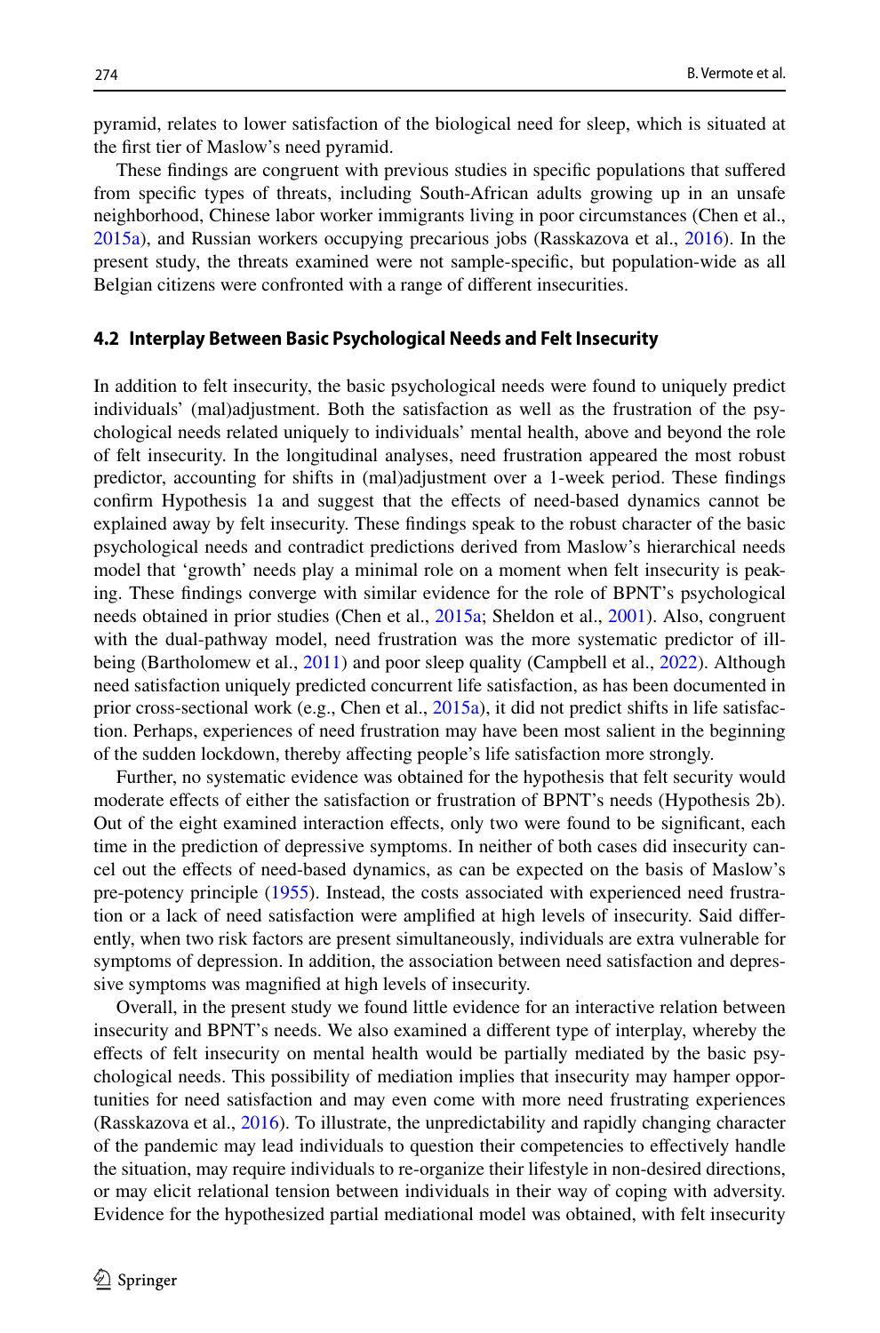pyramid, relates to lower satisfaction of the biological need for sleep, which is situated at the first tier of Maslow's need pyramid.

These findings are congruent with previous studies in specific populations that suffered from specific types of threats, including South-African adults growing up in an unsafe neighborhood, Chinese labor worker immigrants living in poor circumstances (Chen et al., 2015a), and Russian workers occupying precarious jobs (Rasskazova et al., 2016). In the present study, the threats examined were not sample-specific, but population-wide as all Belgian citizens were confronted with a range of different insecurities.

### 4.2 Interplay Between Basic Psychological Needs and Felt Insecurity

In addition to felt insecurity, the basic psychological needs were found to uniquely predict individuals' (mal)adjustment. Both the satisfaction as well as the frustration of the psychological needs related uniquely to individuals' mental health, above and beyond the role of felt insecurity. In the longitudinal analyses, need frustration appeared the most robust predictor, accounting for shifts in (mal)adjustment over a 1-week period. These findings confirm Hypothesis 1a and suggest that the effects of need-based dynamics cannot be explained away by felt insecurity. These findings speak to the robust character of the basic psychological needs and contradict predictions derived from Maslow's hierarchical needs model that 'growth' needs play a minimal role on a moment when felt insecurity is peaking. These findings converge with similar evidence for the role of BPNT's psychological needs obtained in prior studies (Chen et al., 2015a; Sheldon et al., 2001). Also, congruent with the dual-pathway model, need frustration was the more systematic predictor of ill-being (Bartholomew et al., 2011) and poor sleep quality (Campbell et al., 2022). Although need satisfaction uniquely predicted concurrent life satisfaction, as has been documented in prior cross-sectional work (e.g., Chen et al., 2015a), it did not predict shifts in life satisfaction. Perhaps, experiences of need frustration may have been most salient in the beginning of the sudden lockdown, thereby affecting people's life satisfaction more strongly.

Further, no systematic evidence was obtained for the hypothesis that felt security would moderate effects of either the satisfaction or frustration of BPNT's needs (Hypothesis 2b). Out of the eight examined interaction effects, only two were found to be significant, each time in the prediction of depressive symptoms. In neither of both cases did insecurity cancel out the effects of need-based dynamics, as can be expected on the basis of Maslow's pre-potency principle (1955). Instead, the costs associated with experienced need frustration or a lack of need satisfaction were amplified at high levels of insecurity. Said differently, when two risk factors are present simultaneously, individuals are extra vulnerable for symptoms of depression. In addition, the association between need satisfaction and depressive symptoms was magnified at high levels of insecurity.

Overall, in the present study we found little evidence for an interactive relation between insecurity and BPNT's needs. We also examined a different type of interplay, whereby the effects of felt insecurity on mental health would be partially mediated by the basic psychological needs. This possibility of mediation implies that insecurity may hamper opportunities for need satisfaction and may even come with more need frustrating experiences (Rasskazova et al., 2016). To illustrate, the unpredictability and rapidly changing character of the pandemic may lead individuals to question their competencies to effectively handle the situation, may require individuals to re-organize their lifestyle in non-desired directions, or may elicit relational tension between individuals in their way of coping with adversity. Evidence for the hypothesized partial mediational model was obtained, with felt insecurity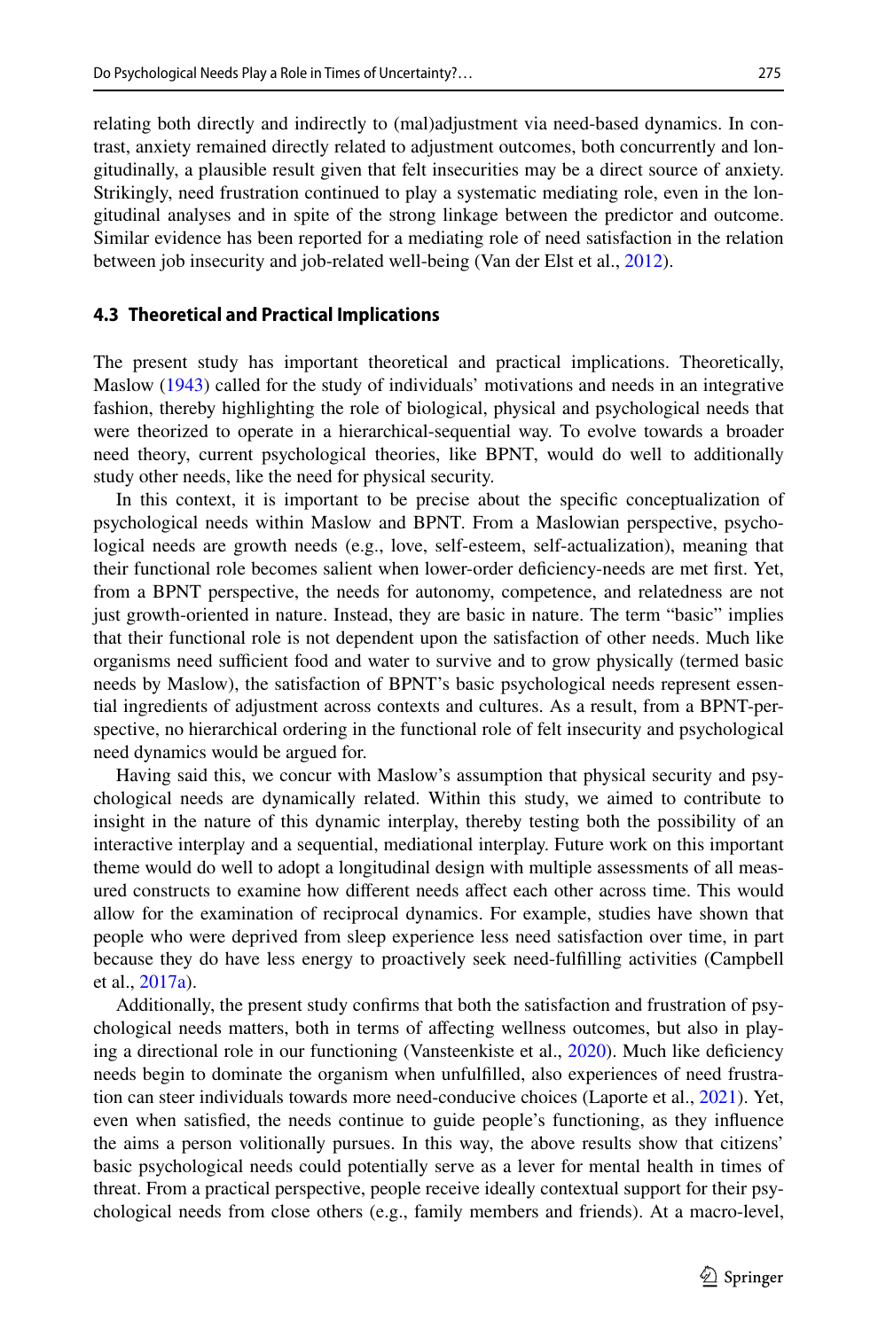relating both directly and indirectly to (mal)adjustment via need-based dynamics. In contrast, anxiety remained directly related to adjustment outcomes, both concurrently and longitudinally, a plausible result given that felt insecurities may be a direct source of anxiety. Strikingly, need frustration continued to play a systematic mediating role, even in the longitudinal analyses and in spite of the strong linkage between the predictor and outcome. Similar evidence has been reported for a mediating role of need satisfaction in the relation between job insecurity and job-related well-being (Van der Elst et al., 2012).

### 4.3 Theoretical and Practical Implications

The present study has important theoretical and practical implications. Theoretically, Maslow (1943) called for the study of individuals' motivations and needs in an integrative fashion, thereby highlighting the role of biological, physical and psychological needs that were theorized to operate in a hierarchical-sequential way. To evolve towards a broader need theory, current psychological theories, like BPNT, would do well to additionally study other needs, like the need for physical security.

In this context, it is important to be precise about the specific conceptualization of psychological needs within Maslow and BPNT. From a Maslowian perspective, psychological needs are growth needs (e.g., love, self-esteem, self-actualization), meaning that their functional role becomes salient when lower-order deficiency-needs are met first. Yet, from a BPNT perspective, the needs for autonomy, competence, and relatedness are not just growth-oriented in nature. Instead, they are basic in nature. The term "basic" implies that their functional role is not dependent upon the satisfaction of other needs. Much like organisms need sufficient food and water to survive and to grow physically (termed basic needs by Maslow), the satisfaction of BPNT's basic psychological needs represent essential ingredients of adjustment across contexts and cultures. As a result, from a BPNT-perspective, no hierarchical ordering in the functional role of felt insecurity and psychological need dynamics would be argued for.

Having said this, we concur with Maslow's assumption that physical security and psychological needs are dynamically related. Within this study, we aimed to contribute to insight in the nature of this dynamic interplay, thereby testing both the possibility of an interactive interplay and a sequential, mediational interplay. Future work on this important theme would do well to adopt a longitudinal design with multiple assessments of all measured constructs to examine how different needs affect each other across time. This would allow for the examination of reciprocal dynamics. For example, studies have shown that people who were deprived from sleep experience less need satisfaction over time, in part because they do have less energy to proactively seek need-fulfilling activities (Campbell et al., 2017a).

Additionally, the present study confirms that both the satisfaction and frustration of psychological needs matters, both in terms of affecting wellness outcomes, but also in playing a directional role in our functioning (Vansteenkiste et al., 2020). Much like deficiency needs begin to dominate the organism when unfulfilled, also experiences of need frustration can steer individuals towards more need-conducive choices (Laporte et al., 2021). Yet, even when satisfied, the needs continue to guide people's functioning, as they influence the aims a person volitionally pursues. In this way, the above results show that citizens' basic psychological needs could potentially serve as a lever for mental health in times of threat. From a practical perspective, people receive ideally contextual support for their psychological needs from close others (e.g., family members and friends). At a macro-level,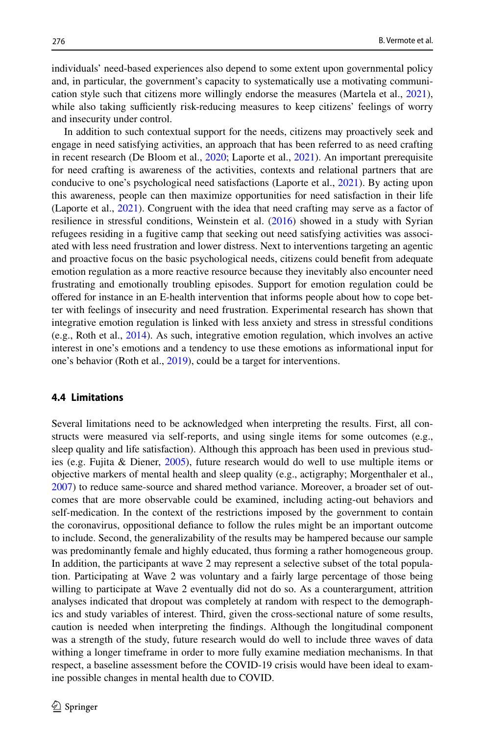individuals' need-based experiences also depend to some extent upon governmental policy and, in particular, the government's capacity to systematically use a motivating communication style such that citizens more willingly endorse the measures (Martela et al., 2021), while also taking sufficiently risk-reducing measures to keep citizens' feelings of worry and insecurity under control.

In addition to such contextual support for the needs, citizens may proactively seek and engage in need satisfying activities, an approach that has been referred to as need crafting in recent research (De Bloom et al., 2020; Laporte et al., 2021). An important prerequisite for need crafting is awareness of the activities, contexts and relational partners that are conducive to one's psychological need satisfactions (Laporte et al., 2021). By acting upon this awareness, people can then maximize opportunities for need satisfaction in their life (Laporte et al., 2021). Congruent with the idea that need crafting may serve as a factor of resilience in stressful conditions, Weinstein et al. (2016) showed in a study with Syrian refugees residing in a fugitive camp that seeking out need satisfying activities was associated with less need frustration and lower distress. Next to interventions targeting an agentic and proactive focus on the basic psychological needs, citizens could benefit from adequate emotion regulation as a more reactive resource because they inevitably also encounter need frustrating and emotionally troubling episodes. Support for emotion regulation could be offered for instance in an E-health intervention that informs people about how to cope better with feelings of insecurity and need frustration. Experimental research has shown that integrative emotion regulation is linked with less anxiety and stress in stressful conditions (e.g., Roth et al., 2014). As such, integrative emotion regulation, which involves an active interest in one's emotions and a tendency to use these emotions as informational input for one's behavior (Roth et al., 2019), could be a target for interventions.

### 4.4 Limitations

Several limitations need to be acknowledged when interpreting the results. First, all constructs were measured via self-reports, and using single items for some outcomes (e.g., sleep quality and life satisfaction). Although this approach has been used in previous studies (e.g. Fujita & Diener, 2005), future research would do well to use multiple items or objective markers of mental health and sleep quality (e.g., actigraphy; Morgenthaler et al., 2007) to reduce same-source and shared method variance. Moreover, a broader set of outcomes that are more observable could be examined, including acting-out behaviors and self-medication. In the context of the restrictions imposed by the government to contain the coronavirus, oppositional defiance to follow the rules might be an important outcome to include. Second, the generalizability of the results may be hampered because our sample was predominantly female and highly educated, thus forming a rather homogeneous group. In addition, the participants at wave 2 may represent a selective subset of the total population. Participating at Wave 2 was voluntary and a fairly large percentage of those being willing to participate at Wave 2 eventually did not do so. As a counterargument, attrition analyses indicated that dropout was completely at random with respect to the demographics and study variables of interest. Third, given the cross-sectional nature of some results, caution is needed when interpreting the findings. Although the longitudinal component was a strength of the study, future research would do well to include three waves of data withing a longer timeframe in order to more fully examine mediation mechanisms. In that respect, a baseline assessment before the COVID-19 crisis would have been ideal to examine possible changes in mental health due to COVID.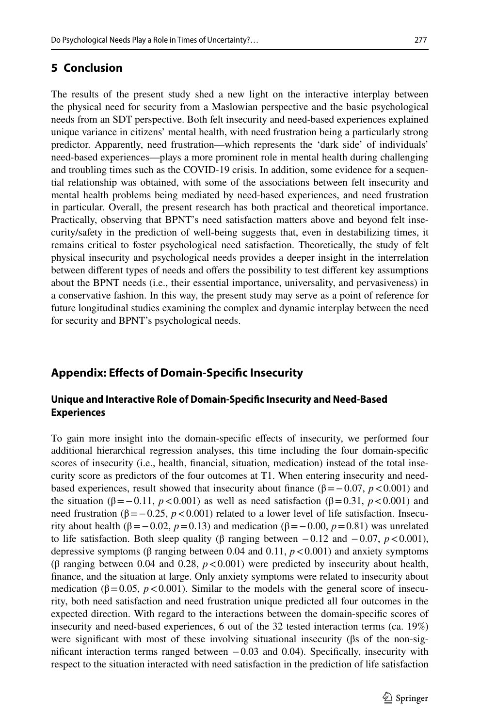## 5 Conclusion

The results of the present study shed a new light on the interactive interplay between the physical need for security from a Maslowian perspective and the basic psychological needs from an SDT perspective. Both felt insecurity and need-based experiences explained unique variance in citizens' mental health, with need frustration being a particularly strong predictor. Apparently, need frustration—which represents the 'dark side' of individuals' need-based experiences—plays a more prominent role in mental health during challenging and troubling times such as the COVID-19 crisis. In addition, some evidence for a sequential relationship was obtained, with some of the associations between felt insecurity and mental health problems being mediated by need-based experiences, and need frustration in particular. Overall, the present research has both practical and theoretical importance. Practically, observing that BPNT's need satisfaction matters above and beyond felt insecurity/safety in the prediction of well-being suggests that, even in destabilizing times, it remains critical to foster psychological need satisfaction. Theoretically, the study of felt physical insecurity and psychological needs provides a deeper insight in the interrelation between different types of needs and offers the possibility to test different key assumptions about the BPNT needs (i.e., their essential importance, universality, and pervasiveness) in a conservative fashion. In this way, the present study may serve as a point of reference for future longitudinal studies examining the complex and dynamic interplay between the need for security and BPNT's psychological needs.

## Appendix: Effects of Domain-Specific Insecurity

### Unique and Interactive Role of Domain-Specific Insecurity and Need-Based Experiences

To gain more insight into the domain-specific effects of insecurity, we performed four additional hierarchical regression analyses, this time including the four domain-specific scores of insecurity (i.e., health, financial, situation, medication) instead of the total insecurity score as predictors of the four outcomes at T1. When entering insecurity and need-based experiences, result showed that insecurity about finance ($\beta = -0.07$, $p < 0.001$) and the situation ($\beta = -0.11$, $p < 0.001$) as well as need satisfaction ($\beta = 0.31$, $p < 0.001$) and need frustration ($\beta = -0.25$, $p < 0.001$) related to a lower level of life satisfaction. Insecurity about health ($\beta = -0.02$, $p = 0.13$) and medication ($\beta = -0.00$, $p = 0.81$) was unrelated to life satisfaction. Both sleep quality ($\beta$ ranging between $-0.12$ and $-0.07$, $p < 0.001$), depressive symptoms ($\beta$ ranging between 0.04 and 0.11, $p < 0.001$) and anxiety symptoms ($\beta$ ranging between 0.04 and 0.28, $p < 0.001$) were predicted by insecurity about health, finance, and the situation at large. Only anxiety symptoms were related to insecurity about medication ($\beta = 0.05$, $p < 0.001$). Similar to the models with the general score of insecurity, both need satisfaction and need frustration unique predicted all four outcomes in the expected direction. With regard to the interactions between the domain-specific scores of insecurity and need-based experiences, 6 out of the 32 tested interaction terms (ca. 19%) were significant with most of these involving situational insecurity ($\beta$s of the non-significant interaction terms ranged between $-0.03$ and 0.04). Specifically, insecurity with respect to the situation interacted with need satisfaction in the prediction of life satisfaction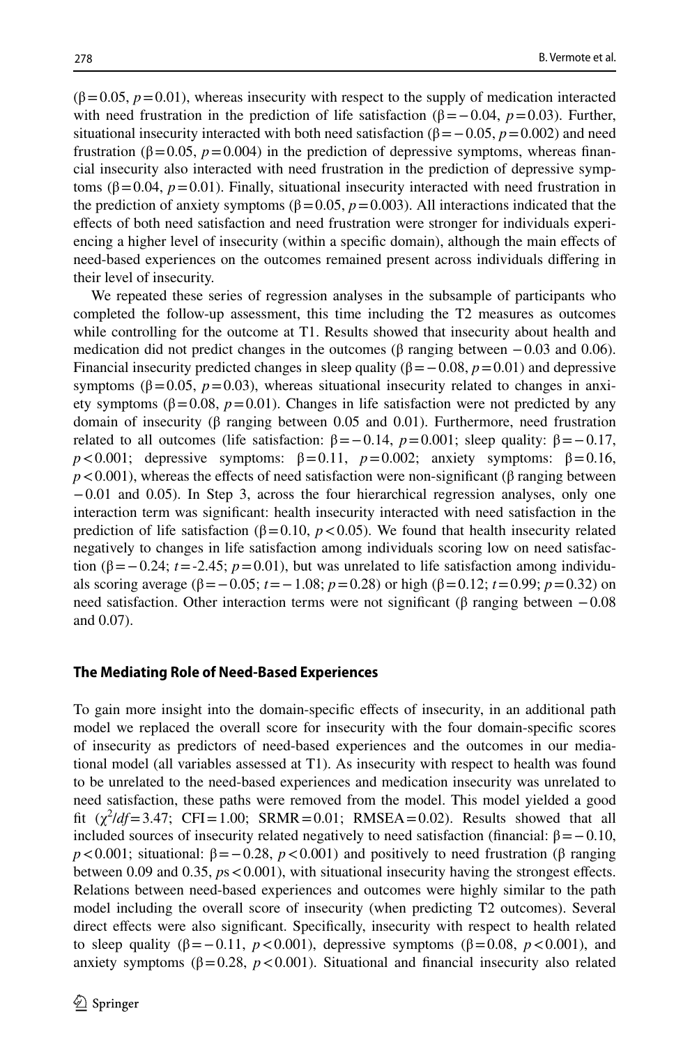($\beta = 0.05$, $p = 0.01$), whereas insecurity with respect to the supply of medication interacted with need frustration in the prediction of life satisfaction ($\beta = -0.04$, $p = 0.03$). Further, situational insecurity interacted with both need satisfaction ($\beta = -0.05$, $p = 0.002$) and need frustration ($\beta = 0.05$, $p = 0.004$) in the prediction of depressive symptoms, whereas financial insecurity also interacted with need frustration in the prediction of depressive symptoms ($\beta = 0.04$, $p = 0.01$). Finally, situational insecurity interacted with need frustration in the prediction of anxiety symptoms ($\beta = 0.05$, $p = 0.003$). All interactions indicated that the effects of both need satisfaction and need frustration were stronger for individuals experiencing a higher level of insecurity (within a specific domain), although the main effects of need-based experiences on the outcomes remained present across individuals differing in their level of insecurity.

We repeated these series of regression analyses in the subsample of participants who completed the follow-up assessment, this time including the T2 measures as outcomes while controlling for the outcome at T1. Results showed that insecurity about health and medication did not predict changes in the outcomes (β ranging between $-0.03$ and 0.06). Financial insecurity predicted changes in sleep quality ($\beta = -0.08$, $p = 0.01$) and depressive symptoms ($\beta = 0.05$, $p = 0.03$), whereas situational insecurity related to changes in anxiety symptoms ($\beta = 0.08$, $p = 0.01$). Changes in life satisfaction were not predicted by any domain of insecurity (β ranging between 0.05 and 0.01). Furthermore, need frustration related to all outcomes (life satisfaction: $\beta = -0.14$, $p = 0.001$; sleep quality: $\beta = -0.17$, $p < 0.001$; depressive symptoms: $\beta = 0.11$, $p = 0.002$; anxiety symptoms: $\beta = 0.16$, $p < 0.001$), whereas the effects of need satisfaction were non-significant (β ranging between $-0.01$ and 0.05). In Step 3, across the four hierarchical regression analyses, only one interaction term was significant: health insecurity interacted with need satisfaction in the prediction of life satisfaction ($\beta = 0.10$, $p < 0.05$). We found that health insecurity related negatively to changes in life satisfaction among individuals scoring low on need satisfaction ($\beta = -0.24$; $t = -2.45$; $p = 0.01$), but was unrelated to life satisfaction among individuals scoring average ($\beta = -0.05$; $t = -1.08$; $p = 0.28$) or high ($\beta = 0.12$; $t = 0.99$; $p = 0.32$) on need satisfaction. Other interaction terms were not significant (β ranging between $-0.08$ and 0.07).

### The Mediating Role of Need-Based Experiences

To gain more insight into the domain-specific effects of insecurity, in an additional path model we replaced the overall score for insecurity with the four domain-specific scores of insecurity as predictors of need-based experiences and the outcomes in our mediational model (all variables assessed at T1). As insecurity with respect to health was found to be unrelated to the need-based experiences and medication insecurity was unrelated to need satisfaction, these paths were removed from the model. This model yielded a good fit ($\chi^2/df = 3.47$; CFI = 1.00; SRMR = 0.01; RMSEA = 0.02). Results showed that all included sources of insecurity related negatively to need satisfaction (financial: $\beta = -0.10$, $p < 0.001$; situational: $\beta = -0.28$, $p < 0.001$) and positively to need frustration (β ranging between 0.09 and 0.35, $ps < 0.001$), with situational insecurity having the strongest effects. Relations between need-based experiences and outcomes were highly similar to the path model including the overall score of insecurity (when predicting T2 outcomes). Several direct effects were also significant. Specifically, insecurity with respect to health related to sleep quality ($\beta = -0.11$, $p < 0.001$), depressive symptoms ($\beta = 0.08$, $p < 0.001$), and anxiety symptoms ($\beta = 0.28$, $p < 0.001$). Situational and financial insecurity also related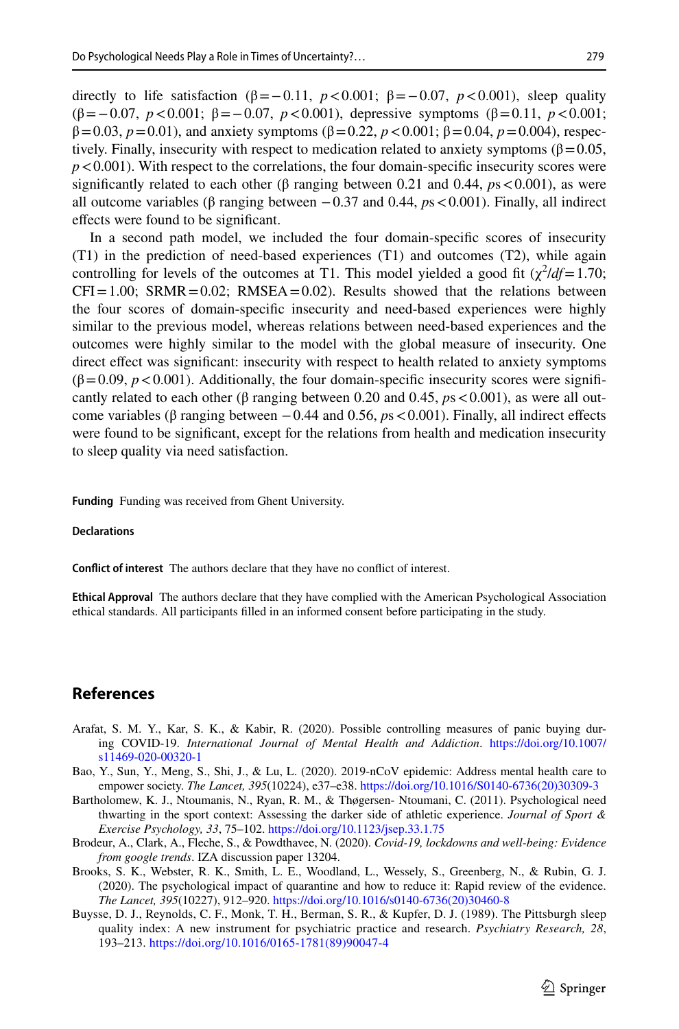directly to life satisfaction ($\beta = -0.11$, $p < 0.001$; $\beta = -0.07$, $p < 0.001$), sleep quality ($\beta = -0.07$, $p < 0.001$; $\beta = -0.07$, $p < 0.001$), depressive symptoms ($\beta = 0.11$, $p < 0.001$; $\beta = 0.03$, $p = 0.01$), and anxiety symptoms ($\beta = 0.22$, $p < 0.001$; $\beta = 0.04$, $p = 0.004$), respectively. Finally, insecurity with respect to medication related to anxiety symptoms ($\beta = 0.05$, $p < 0.001$). With respect to the correlations, the four domain-specific insecurity scores were significantly related to each other ($\beta$ ranging between 0.21 and 0.44, *p*s < 0.001), as were all outcome variables ($\beta$ ranging between −0.37 and 0.44, *p*s < 0.001). Finally, all indirect effects were found to be significant.

In a second path model, we included the four domain-specific scores of insecurity (T1) in the prediction of need-based experiences (T1) and outcomes (T2), while again controlling for levels of the outcomes at T1. This model yielded a good fit ($\chi^2/df = 1.70$; CFI = 1.00; SRMR = 0.02; RMSEA = 0.02). Results showed that the relations between the four scores of domain-specific insecurity and need-based experiences were highly similar to the previous model, whereas relations between need-based experiences and the outcomes were highly similar to the model with the global measure of insecurity. One direct effect was significant: insecurity with respect to health related to anxiety symptoms ($\beta = 0.09$, $p < 0.001$). Additionally, the four domain-specific insecurity scores were significantly related to each other ($\beta$ ranging between 0.20 and 0.45, *p*s < 0.001), as were all outcome variables ($\beta$ ranging between −0.44 and 0.56, *p*s < 0.001). Finally, all indirect effects were found to be significant, except for the relations from health and medication insecurity to sleep quality via need satisfaction.

**Funding** Funding was received from Ghent University.

**Declarations**

**Conflict of interest** The authors declare that they have no conflict of interest.

**Ethical Approval** The authors declare that they have complied with the American Psychological Association ethical standards. All participants filled in an informed consent before participating in the study.

## References

Arafat, S. M. Y., Kar, S. K., & Kabir, R. (2020). Possible controlling measures of panic buying during COVID-19. *International Journal of Mental Health and Addiction*. https://doi.org/10.1007/s11469-020-00320-1

Bao, Y., Sun, Y., Meng, S., Shi, J., & Lu, L. (2020). 2019-nCoV epidemic: Address mental health care to empower society. *The Lancet, 395*(10224), e37–e38. https://doi.org/10.1016/S0140-6736(20)30309-3

Bartholomew, K. J., Ntoumanis, N., Ryan, R. M., & Thøgersen- Ntoumani, C. (2011). Psychological need thwarting in the sport context: Assessing the darker side of athletic experience. *Journal of Sport & Exercise Psychology, 33*, 75–102. https://doi.org/10.1123/jsep.33.1.75

Brodeur, A., Clark, A., Fleche, S., & Powdthavee, N. (2020). *Covid-19, lockdowns and well-being: Evidence from google trends*. IZA discussion paper 13204.

Brooks, S. K., Webster, R. K., Smith, L. E., Woodland, L., Wessely, S., Greenberg, N., & Rubin, G. J. (2020). The psychological impact of quarantine and how to reduce it: Rapid review of the evidence. *The Lancet, 395*(10227), 912–920. https://doi.org/10.1016/s0140-6736(20)30460-8

Buysse, D. J., Reynolds, C. F., Monk, T. H., Berman, S. R., & Kupfer, D. J. (1989). The Pittsburgh sleep quality index: A new instrument for psychiatric practice and research. *Psychiatry Research, 28*, 193–213. https://doi.org/10.1016/0165-1781(89)90047-4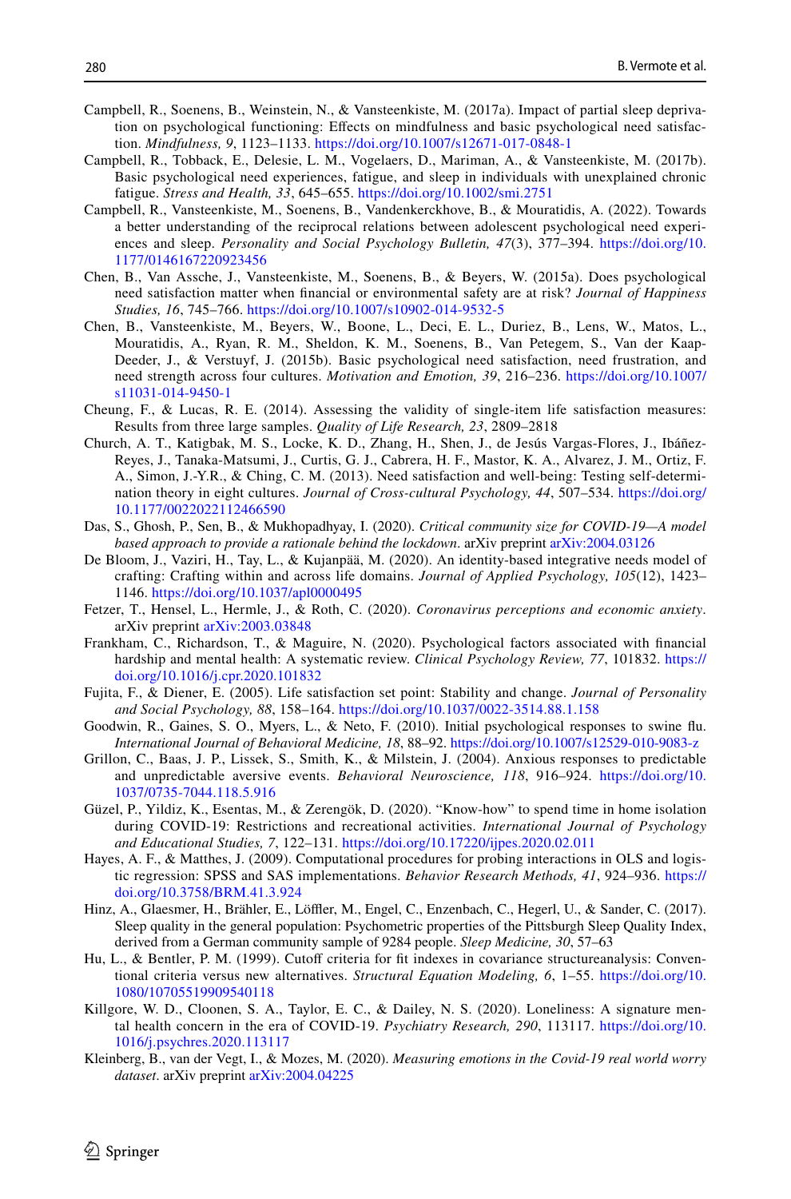Campbell, R., Soenens, B., Weinstein, N., & Vansteenkiste, M. (2017a). Impact of partial sleep deprivation on psychological functioning: Effects on mindfulness and basic psychological need satisfaction. *Mindfulness, 9*, 1123–1133. https://doi.org/10.1007/s12671-017-0848-1

Campbell, R., Tobback, E., Delesie, L. M., Vogelaers, D., Mariman, A., & Vansteenkiste, M. (2017b). Basic psychological need experiences, fatigue, and sleep in individuals with unexplained chronic fatigue. *Stress and Health, 33*, 645–655. https://doi.org/10.1002/smi.2751

Campbell, R., Vansteenkiste, M., Soenens, B., Vandenkerckhove, B., & Mouratidis, A. (2022). Towards a better understanding of the reciprocal relations between adolescent psychological need experiences and sleep. *Personality and Social Psychology Bulletin, 47*(3), 377–394. https://doi.org/10.1177/0146167220923456

Chen, B., Van Assche, J., Vansteenkiste, M., Soenens, B., & Beyers, W. (2015a). Does psychological need satisfaction matter when financial or environmental safety are at risk? *Journal of Happiness Studies, 16*, 745–766. https://doi.org/10.1007/s10902-014-9532-5

Chen, B., Vansteenkiste, M., Beyers, W., Boone, L., Deci, E. L., Duriez, B., Lens, W., Matos, L., Mouratidis, A., Ryan, R. M., Sheldon, K. M., Soenens, B., Van Petegem, S., Van der Kaap-Deeder, J., & Verstuyf, J. (2015b). Basic psychological need satisfaction, need frustration, and need strength across four cultures. *Motivation and Emotion, 39*, 216–236. https://doi.org/10.1007/s11031-014-9450-1

Cheung, F., & Lucas, R. E. (2014). Assessing the validity of single-item life satisfaction measures: Results from three large samples. *Quality of Life Research, 23*, 2809–2818

Church, A. T., Katigbak, M. S., Locke, K. D., Zhang, H., Shen, J., de Jesús Vargas-Flores, J., Ibáñez-Reyes, J., Tanaka-Matsumi, J., Curtis, G. J., Cabrera, H. F., Mastor, K. A., Alvarez, J. M., Ortiz, F. A., Simon, J.-Y.R., & Ching, C. M. (2013). Need satisfaction and well-being: Testing self-determination theory in eight cultures. *Journal of Cross-cultural Psychology, 44*, 507–534. https://doi.org/10.1177/0022022112466590

Das, S., Ghosh, P., Sen, B., & Mukhopadhyay, I. (2020). *Critical community size for COVID-19—A model based approach to provide a rationale behind the lockdown*. arXiv preprint arXiv:2004.03126

De Bloom, J., Vaziri, H., Tay, L., & Kujanpää, M. (2020). An identity-based integrative needs model of crafting: Crafting within and across life domains. *Journal of Applied Psychology, 105*(12), 1423–1146. https://doi.org/10.1037/apl0000495

Fetzer, T., Hensel, L., Hermle, J., & Roth, C. (2020). *Coronavirus perceptions and economic anxiety*. arXiv preprint arXiv:2003.03848

Frankham, C., Richardson, T., & Maguire, N. (2020). Psychological factors associated with financial hardship and mental health: A systematic review. *Clinical Psychology Review, 77*, 101832. https://doi.org/10.1016/j.cpr.2020.101832

Fujita, F., & Diener, E. (2005). Life satisfaction set point: Stability and change. *Journal of Personality and Social Psychology, 88*, 158–164. https://doi.org/10.1037/0022-3514.88.1.158

Goodwin, R., Gaines, S. O., Myers, L., & Neto, F. (2010). Initial psychological responses to swine flu. *International Journal of Behavioral Medicine, 18*, 88–92. https://doi.org/10.1007/s12529-010-9083-z

Grillon, C., Baas, J. P., Lissek, S., Smith, K., & Milstein, J. (2004). Anxious responses to predictable and unpredictable aversive events. *Behavioral Neuroscience, 118*, 916–924. https://doi.org/10.1037/0735-7044.118.5.916

Güzel, P., Yildiz, K., Esentas, M., & Zerengök, D. (2020). "Know-how" to spend time in home isolation during COVID-19: Restrictions and recreational activities. *International Journal of Psychology and Educational Studies, 7*, 122–131. https://doi.org/10.17220/ijpes.2020.02.011

Hayes, A. F., & Matthes, J. (2009). Computational procedures for probing interactions in OLS and logistic regression: SPSS and SAS implementations. *Behavior Research Methods, 41*, 924–936. https://doi.org/10.3758/BRM.41.3.924

Hinz, A., Glaesmer, H., Brähler, E., Löffler, M., Engel, C., Enzenbach, C., Hegerl, U., & Sander, C. (2017). Sleep quality in the general population: Psychometric properties of the Pittsburgh Sleep Quality Index, derived from a German community sample of 9284 people. *Sleep Medicine, 30*, 57–63

Hu, L., & Bentler, P. M. (1999). Cutoff criteria for fit indexes in covariance structureanalysis: Conventional criteria versus new alternatives. *Structural Equation Modeling, 6*, 1–55. https://doi.org/10.1080/10705519909540118

Killgore, W. D., Cloonen, S. A., Taylor, E. C., & Dailey, N. S. (2020). Loneliness: A signature mental health concern in the era of COVID-19. *Psychiatry Research, 290*, 113117. https://doi.org/10.1016/j.psychres.2020.113117

Kleinberg, B., van der Vegt, I., & Mozes, M. (2020). *Measuring emotions in the Covid-19 real world worry dataset*. arXiv preprint arXiv:2004.04225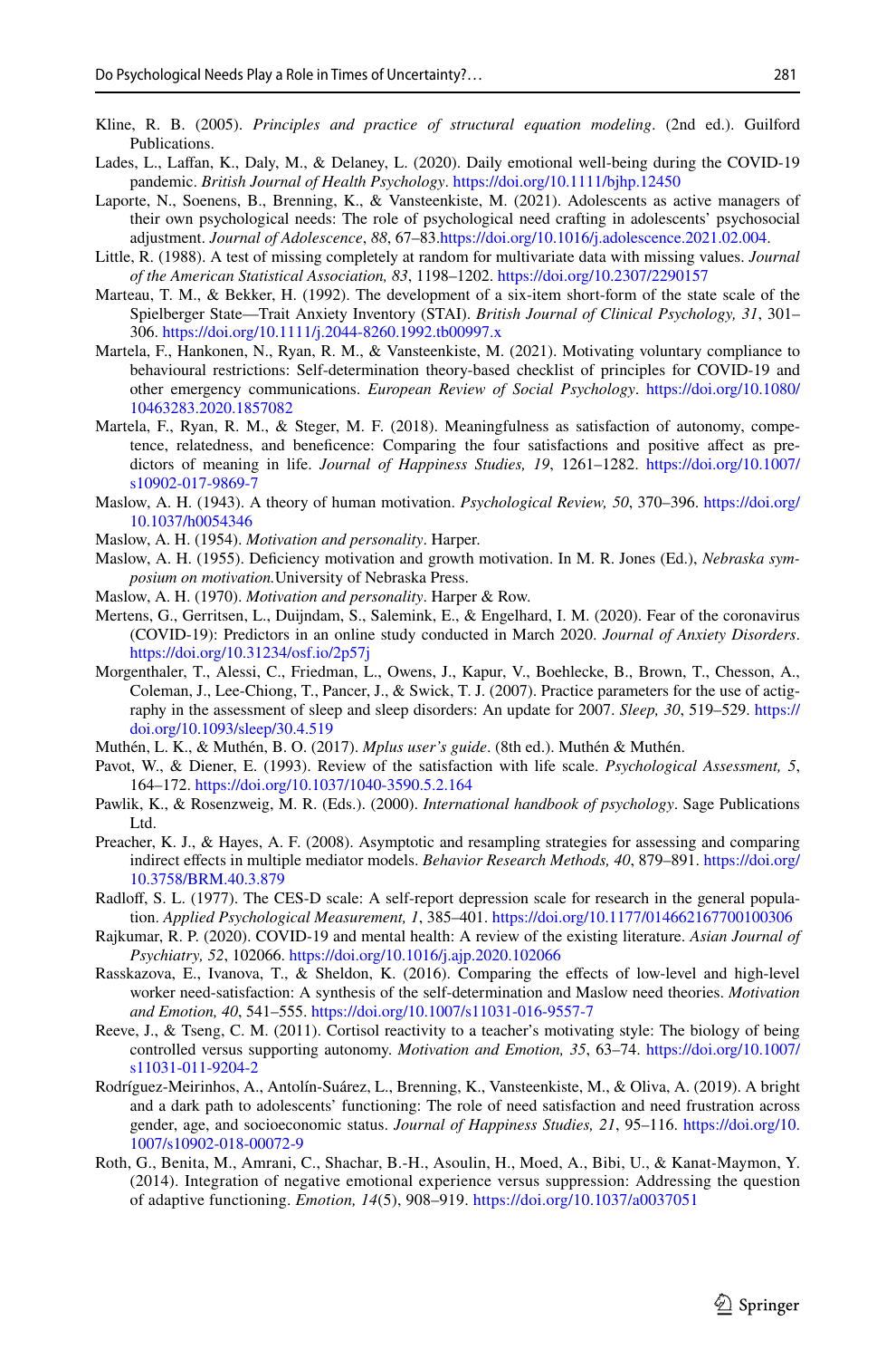Kline, R. B. (2005). *Principles and practice of structural equation modeling*. (2nd ed.). Guilford Publications.

Lades, L., Laffan, K., Daly, M., & Delaney, L. (2020). Daily emotional well-being during the COVID-19 pandemic. *British Journal of Health Psychology*. https://doi.org/10.1111/bjhp.12450

Laporte, N., Soenens, B., Brenning, K., & Vansteenkiste, M. (2021). Adolescents as active managers of their own psychological needs: The role of psychological need crafting in adolescents' psychosocial adjustment. *Journal of Adolescence*, *88*, 67–83.https://doi.org/10.1016/j.adolescence.2021.02.004.

Little, R. (1988). A test of missing completely at random for multivariate data with missing values. *Journal of the American Statistical Association, 83*, 1198–1202. https://doi.org/10.2307/2290157

Marteau, T. M., & Bekker, H. (1992). The development of a six-item short-form of the state scale of the Spielberger State—Trait Anxiety Inventory (STAI). *British Journal of Clinical Psychology, 31*, 301–306. https://doi.org/10.1111/j.2044-8260.1992.tb00997.x

Martela, F., Hankonen, N., Ryan, R. M., & Vansteenkiste, M. (2021). Motivating voluntary compliance to behavioural restrictions: Self-determination theory-based checklist of principles for COVID-19 and other emergency communications. *European Review of Social Psychology*. https://doi.org/10.1080/10463283.2020.1857082

Martela, F., Ryan, R. M., & Steger, M. F. (2018). Meaningfulness as satisfaction of autonomy, competence, relatedness, and beneficence: Comparing the four satisfactions and positive affect as predictors of meaning in life. *Journal of Happiness Studies, 19*, 1261–1282. https://doi.org/10.1007/s10902-017-9869-7

Maslow, A. H. (1943). A theory of human motivation. *Psychological Review, 50*, 370–396. https://doi.org/10.1037/h0054346

Maslow, A. H. (1954). *Motivation and personality*. Harper.

Maslow, A. H. (1955). Deficiency motivation and growth motivation. In M. R. Jones (Ed.), *Nebraska symposium on motivation.*University of Nebraska Press.

Maslow, A. H. (1970). *Motivation and personality*. Harper & Row.

Mertens, G., Gerritsen, L., Duijndam, S., Salemink, E., & Engelhard, I. M. (2020). Fear of the coronavirus (COVID-19): Predictors in an online study conducted in March 2020. *Journal of Anxiety Disorders*. https://doi.org/10.31234/osf.io/2p57j

Morgenthaler, T., Alessi, C., Friedman, L., Owens, J., Kapur, V., Boehlecke, B., Brown, T., Chesson, A., Coleman, J., Lee-Chiong, T., Pancer, J., & Swick, T. J. (2007). Practice parameters for the use of actigraphy in the assessment of sleep and sleep disorders: An update for 2007. *Sleep, 30*, 519–529. https://doi.org/10.1093/sleep/30.4.519

Muthén, L. K., & Muthén, B. O. (2017). *Mplus user's guide*. (8th ed.). Muthén & Muthén.

Pavot, W., & Diener, E. (1993). Review of the satisfaction with life scale. *Psychological Assessment, 5*, 164–172. https://doi.org/10.1037/1040-3590.5.2.164

Pawlik, K., & Rosenzweig, M. R. (Eds.). (2000). *International handbook of psychology*. Sage Publications Ltd.

Preacher, K. J., & Hayes, A. F. (2008). Asymptotic and resampling strategies for assessing and comparing indirect effects in multiple mediator models. *Behavior Research Methods, 40*, 879–891. https://doi.org/10.3758/BRM.40.3.879

Radloff, S. L. (1977). The CES-D scale: A self-report depression scale for research in the general population. *Applied Psychological Measurement, 1*, 385–401. https://doi.org/10.1177/014662167700100306

Rajkumar, R. P. (2020). COVID-19 and mental health: A review of the existing literature. *Asian Journal of Psychiatry, 52*, 102066. https://doi.org/10.1016/j.ajp.2020.102066

Rasskazova, E., Ivanova, T., & Sheldon, K. (2016). Comparing the effects of low-level and high-level worker need-satisfaction: A synthesis of the self-determination and Maslow need theories. *Motivation and Emotion, 40*, 541–555. https://doi.org/10.1007/s11031-016-9557-7

Reeve, J., & Tseng, C. M. (2011). Cortisol reactivity to a teacher's motivating style: The biology of being controlled versus supporting autonomy. *Motivation and Emotion, 35*, 63–74. https://doi.org/10.1007/s11031-011-9204-2

Rodríguez-Meirinhos, A., Antolín-Suárez, L., Brenning, K., Vansteenkiste, M., & Oliva, A. (2019). A bright and a dark path to adolescents' functioning: The role of need satisfaction and need frustration across gender, age, and socioeconomic status. *Journal of Happiness Studies, 21*, 95–116. https://doi.org/10.1007/s10902-018-00072-9

Roth, G., Benita, M., Amrani, C., Shachar, B.-H., Asoulin, H., Moed, A., Bibi, U., & Kanat-Maymon, Y. (2014). Integration of negative emotional experience versus suppression: Addressing the question of adaptive functioning. *Emotion, 14*(5), 908–919. https://doi.org/10.1037/a0037051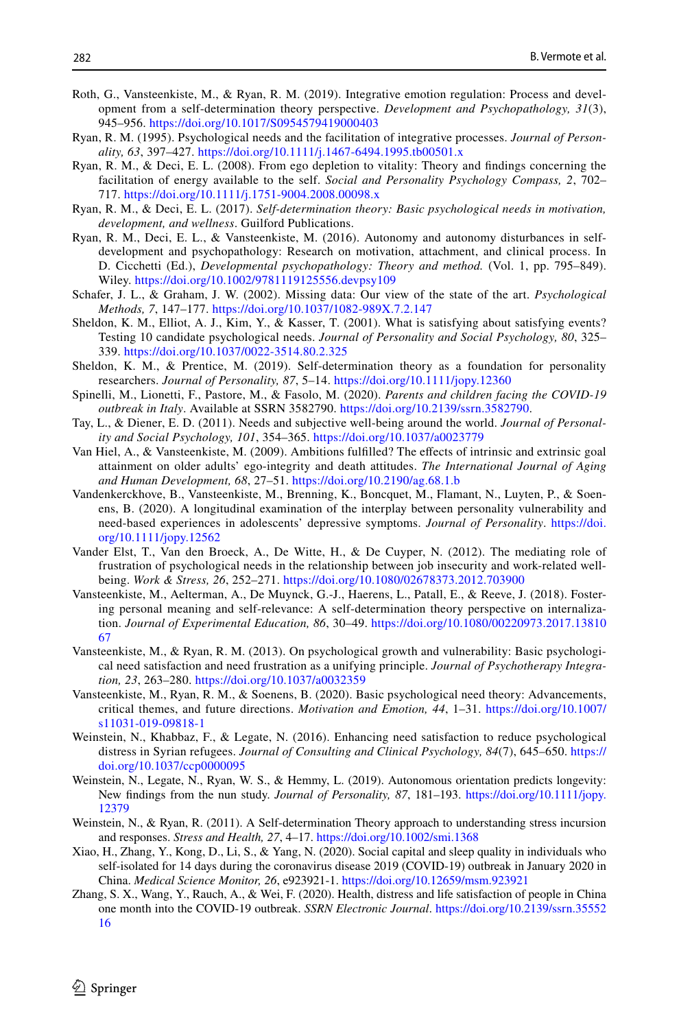Roth, G., Vansteenkiste, M., & Ryan, R. M. (2019). Integrative emotion regulation: Process and development from a self-determination theory perspective. *Development and Psychopathology, 31*(3), 945–956. https://doi.org/10.1017/S0954579419000403

Ryan, R. M. (1995). Psychological needs and the facilitation of integrative processes. *Journal of Personality, 63*, 397–427. https://doi.org/10.1111/j.1467-6494.1995.tb00501.x

Ryan, R. M., & Deci, E. L. (2008). From ego depletion to vitality: Theory and findings concerning the facilitation of energy available to the self. *Social and Personality Psychology Compass, 2*, 702–717. https://doi.org/10.1111/j.1751-9004.2008.00098.x

Ryan, R. M., & Deci, E. L. (2017). *Self-determination theory: Basic psychological needs in motivation, development, and wellness*. Guilford Publications.

Ryan, R. M., Deci, E. L., & Vansteenkiste, M. (2016). Autonomy and autonomy disturbances in self-development and psychopathology: Research on motivation, attachment, and clinical process. In D. Cicchetti (Ed.), *Developmental psychopathology: Theory and method.* (Vol. 1, pp. 795–849). Wiley. https://doi.org/10.1002/9781119125556.devpsy109

Schafer, J. L., & Graham, J. W. (2002). Missing data: Our view of the state of the art. *Psychological Methods, 7*, 147–177. https://doi.org/10.1037/1082-989X.7.2.147

Sheldon, K. M., Elliot, A. J., Kim, Y., & Kasser, T. (2001). What is satisfying about satisfying events? Testing 10 candidate psychological needs. *Journal of Personality and Social Psychology, 80*, 325–339. https://doi.org/10.1037/0022-3514.80.2.325

Sheldon, K. M., & Prentice, M. (2019). Self-determination theory as a foundation for personality researchers. *Journal of Personality, 87*, 5–14. https://doi.org/10.1111/jopy.12360

Spinelli, M., Lionetti, F., Pastore, M., & Fasolo, M. (2020). *Parents and children facing the COVID-19 outbreak in Italy*. Available at SSRN 3582790. https://doi.org/10.2139/ssrn.3582790.

Tay, L., & Diener, E. D. (2011). Needs and subjective well-being around the world. *Journal of Personality and Social Psychology, 101*, 354–365. https://doi.org/10.1037/a0023779

Van Hiel, A., & Vansteenkiste, M. (2009). Ambitions fulfilled? The effects of intrinsic and extrinsic goal attainment on older adults' ego-integrity and death attitudes. *The International Journal of Aging and Human Development, 68*, 27–51. https://doi.org/10.2190/ag.68.1.b

Vandenkerckhove, B., Vansteenkiste, M., Brenning, K., Boncquet, M., Flamant, N., Luyten, P., & Soenens, B. (2020). A longitudinal examination of the interplay between personality vulnerability and need-based experiences in adolescents' depressive symptoms. *Journal of Personality*. https://doi.org/10.1111/jopy.12562

Vander Elst, T., Van den Broeck, A., De Witte, H., & De Cuyper, N. (2012). The mediating role of frustration of psychological needs in the relationship between job insecurity and work-related well-being. *Work & Stress, 26*, 252–271. https://doi.org/10.1080/02678373.2012.703900

Vansteenkiste, M., Aelterman, A., De Muynck, G.-J., Haerens, L., Patall, E., & Reeve, J. (2018). Fostering personal meaning and self-relevance: A self-determination theory perspective on internalization. *Journal of Experimental Education, 86*, 30–49. https://doi.org/10.1080/00220973.2017.1381067

Vansteenkiste, M., & Ryan, R. M. (2013). On psychological growth and vulnerability: Basic psychological need satisfaction and need frustration as a unifying principle. *Journal of Psychotherapy Integration, 23*, 263–280. https://doi.org/10.1037/a0032359

Vansteenkiste, M., Ryan, R. M., & Soenens, B. (2020). Basic psychological need theory: Advancements, critical themes, and future directions. *Motivation and Emotion, 44*, 1–31. https://doi.org/10.1007/s11031-019-09818-1

Weinstein, N., Khabbaz, F., & Legate, N. (2016). Enhancing need satisfaction to reduce psychological distress in Syrian refugees. *Journal of Consulting and Clinical Psychology, 84*(7), 645–650. https://doi.org/10.1037/ccp0000095

Weinstein, N., Legate, N., Ryan, W. S., & Hemmy, L. (2019). Autonomous orientation predicts longevity: New findings from the nun study. *Journal of Personality, 87*, 181–193. https://doi.org/10.1111/jopy.12379

Weinstein, N., & Ryan, R. (2011). A Self-determination Theory approach to understanding stress incursion and responses. *Stress and Health, 27*, 4–17. https://doi.org/10.1002/smi.1368

Xiao, H., Zhang, Y., Kong, D., Li, S., & Yang, N. (2020). Social capital and sleep quality in individuals who self-isolated for 14 days during the coronavirus disease 2019 (COVID-19) outbreak in January 2020 in China. *Medical Science Monitor, 26*, e923921-1. https://doi.org/10.12659/msm.923921

Zhang, S. X., Wang, Y., Rauch, A., & Wei, F. (2020). Health, distress and life satisfaction of people in China one month into the COVID-19 outbreak. *SSRN Electronic Journal*. https://doi.org/10.2139/ssrn.3555216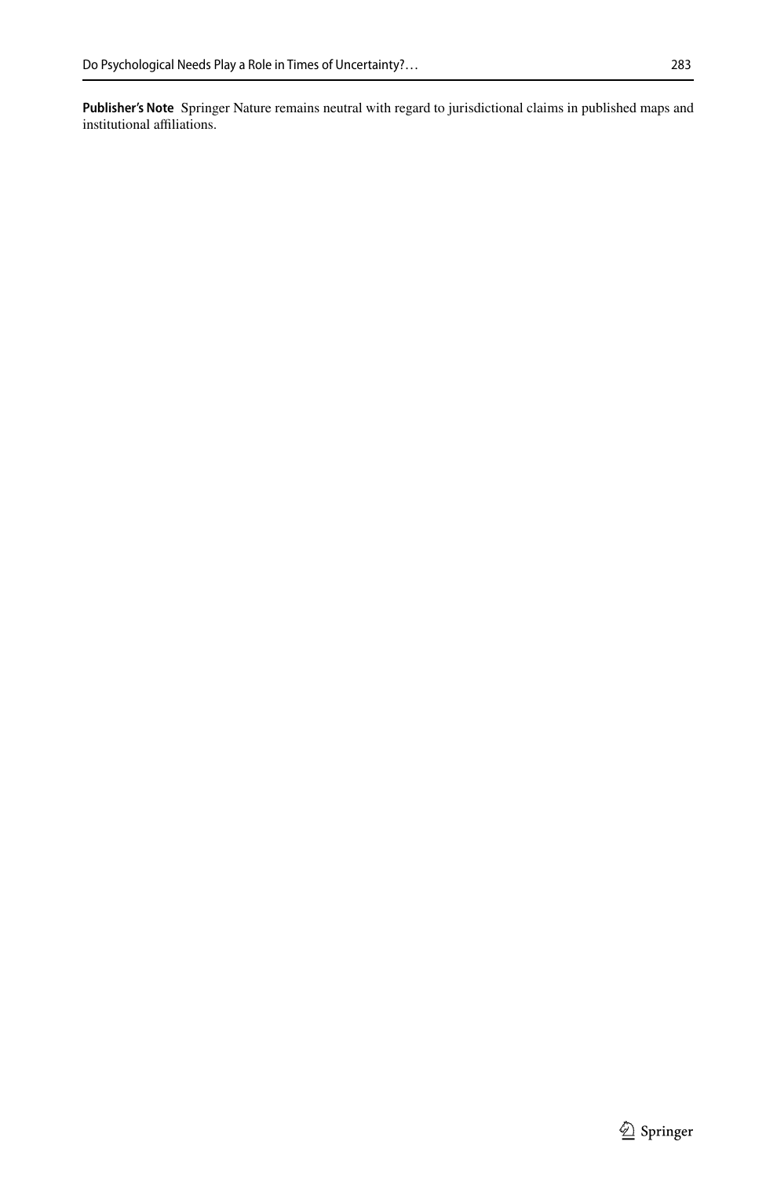**Publisher's Note** Springer Nature remains neutral with regard to jurisdictional claims in published maps and institutional affiliations.